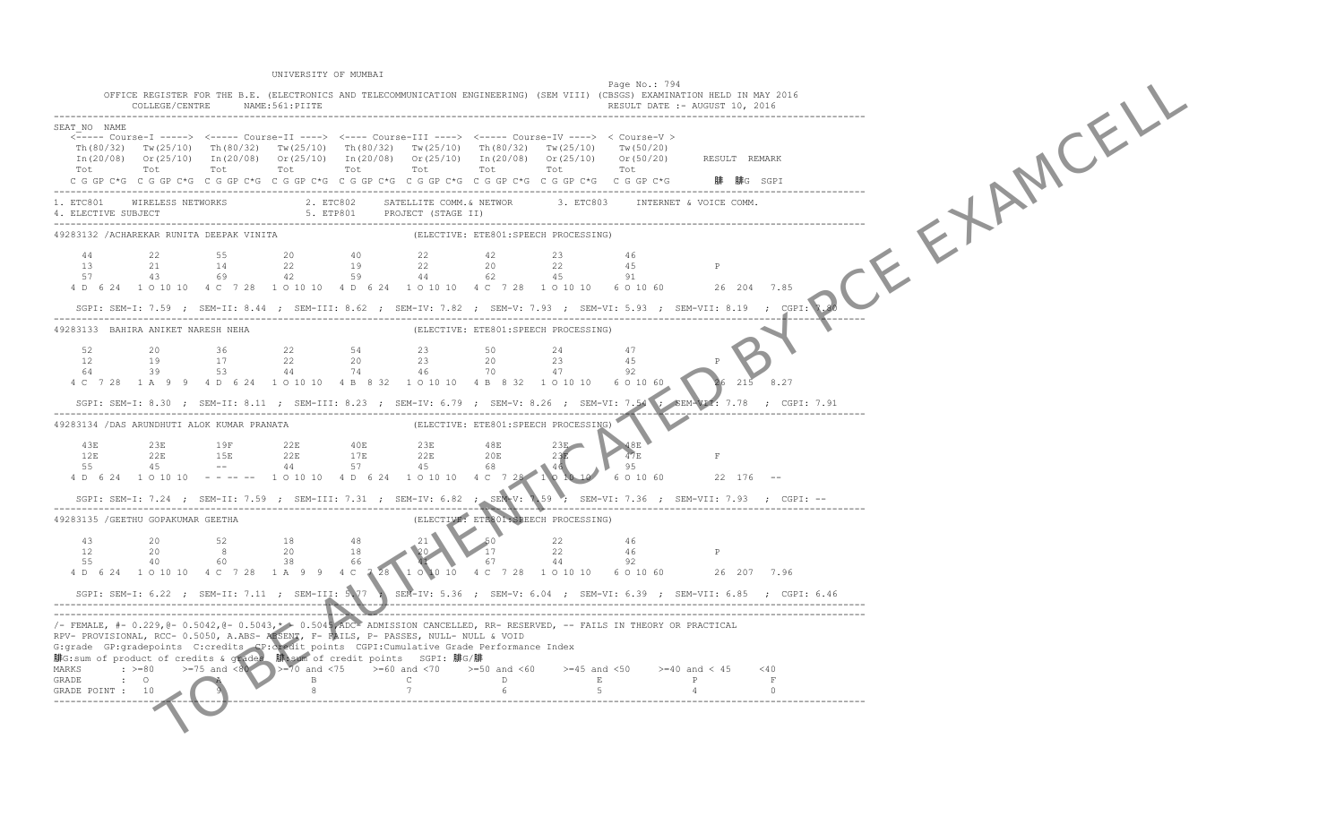UNIVERSITY OF MUMBAI

Page No.: 794

OFFICE REGISTER FOR THE B.E. (ELECTRONICS AND TELECOMMUNICATION ENGINEERING) (SEM VIII) (CBSGS) EXAMINATION HELD IN MAY 2016

COLLEGE/CENTRE NAME:561:PIITE

RESULT DATE :- AUGUST 10, 2016

```
SEAT_NO  NAME
  <----- Course-I -----> <----- Course-II ----> <---- Course-III ----> <----- Course-IV ----> < Course-V >
   Th(80/32)  Tw(25/10)  Th(80/32)  Tw(25/10)  Th(80/32)  Tw(25/10)  Th(80/32)  Tw(25/10)   Tw(50/20)
   In(20/08)  Or(25/10)  In(20/08)  Or(25/10)  In(20/08)  Or(25/10)  In(20/08)  Or(25/10)   Or(50/20)     RESULT  REMARK
   Tot        Tot        Tot        Tot        Tot        Tot        Tot        Tot         Tot
  C G GP C*G  C G GP C*G  C G GP C*G  C G GP C*G  C G GP C*G  C G GP C*G  C G GP C*G  C G GP C*G  C G GP C*G   腓  腓G  SGPI

1. ETC801   WIRELESS NETWORKS          2. ETC802   SATELLITE COMM.& NETWOR      3. ETC803   INTERNET & VOICE COMM.
4. ELECTIVE SUBJECT                    5. ETP801   PROJECT (STAGE II)

49283132 /ACHAREKAR RUNITA DEEPAK VINITA                     (ELECTIVE: ETE801:SPEECH PROCESSING)

    44         22         55         20         40         22         42         23         46
    13         21         14         22         19         22         20         22         45           P
    57         43         69         42         59         44         62         45         91
  4 D  6 24  1 O 10 10  4 C  7 28  1 O 10 10  4 D  6 24  1 O 10 10  4 C  7 28  1 O 10 10  6 O 10 60    26  204  7.85

   SGPI: SEM-I: 7.59 ; SEM-II: 8.44 ; SEM-III: 8.62 ; SEM-IV: 7.82 ; SEM-V: 7.93 ; SEM-VI: 5.93 ; SEM-VII: 8.19 ; CGPI: 7.80

49283133  BAHIRA ANIKET NARESH NEHA                           (ELECTIVE: ETE801:SPEECH PROCESSING)

    52         20         36         22         54         23         50         24         47
    12         19         17         22         20         23         20         23         45           P
    64         39         53         44         74         46         70         47         92
  4 C  7 28  1 A  9  9  4 D  6 24  1 O 10 10  4 B  8 32  1 O 10 10  4 B  8 32  1 O 10 10  6 O 10 60    26  215  8.27

   SGPI: SEM-I: 8.30 ; SEM-II: 8.11 ; SEM-III: 8.23 ; SEM-IV: 6.79 ; SEM-V: 8.26 ; SEM-VI: 7.54 ; SEM-VII: 7.78 ; CGPI: 7.91

49283134 /DAS ARUNDHUTI ALOK KUMAR PRANATA                    (ELECTIVE: ETE801:SPEECH PROCESSING)

    43E        23E        19F        22E        40E        23E        48E        23E        48E
    12E        22E        15E        22E        17E        22E        20E        23E        47E          F
    55         45         --         44         57         45         68         46         95
  4 D  6 24  1 O 10 10  - -- -- --  1 O 10 10  4 D  6 24  1 O 10 10  4 C  7 28  1 O 10 10  6 O 10 60    22  176  --

   SGPI: SEM-I: 7.24 ; SEM-II: 7.59 ; SEM-III: 7.31 ; SEM-IV: 6.82 ; SEM-V: 7.59 ; SEM-VI: 7.36 ; SEM-VII: 7.93 ; CGPI: --

49283135 /GEETHU GOPAKUMAR GEETHA                             (ELECTIVE: ETE801:SPEECH PROCESSING)

    43         20         52         18         48         21         50         22         46
    12         20          8         20         18         20         17         22         46           P
    55         40         60         38         66         41         67         44         92
  4 D  6 24  1 O 10 10  4 C  7 28  1 A  9  9  4 C  7 28  1 O 10 10  4 C  7 28  1 O 10 10  6 O 10 60    26  207  7.96

   SGPI: SEM-I: 6.22 ; SEM-II: 7.11 ; SEM-III: 5.77 ; SEM-IV: 5.36 ; SEM-V: 6.04 ; SEM-VI: 6.39 ; SEM-VII: 6.85 ; CGPI: 6.46
```

/- FEMALE, #- 0.229,@- 0.5042,@- 0.5043,*- 0.5045,ADC- ADMISSION CANCELLED, RR- RESERVED, -- FAILS IN THEORY OR PRACTICAL

RPV- PROVISIONAL, RCC- 0.5050, A.ABS- ABSENT, F- FAILS, P- PASSES, NULL- NULL & VOID

G:grade GP:gradepoints C:credits CP:credit points CGPI:Cumulative Grade Performance Index

腓G:sum of product of credits & grades 腓:sum of credit points SGPI: 腓G/腓

| MARKS | >=80 | >=75 and <80 | >=70 and <75 | >=60 and <70 | >=50 and <60 | >=45 and <50 | >=40 and < 45 | <40 |
|---|---|---|---|---|---|---|---|---|
| GRADE | O | A | B | C | D | E | P | F |
| GRADE POINT | 10 | 9 | 8 | 7 | 6 | 5 | 4 | 0 |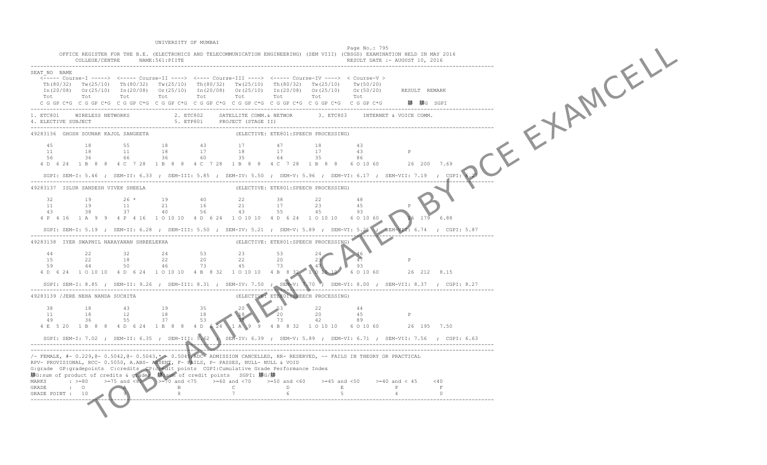UNIVERSITY OF MUMBAI

Page No.: 795

OFFICE REGISTER FOR THE B.E. (ELECTRONICS AND TELECOMMUNICATION ENGINEERING) (SEM VIII) (CBSGS) EXAMINATION HELD IN MAY 2016

COLLEGE/CENTRE NAME:561:PIITE

RESULT DATE :- AUGUST 10, 2016

```
SEAT_NO  NAME
  <----- Course-I -----> <----- Course-II ----> <---- Course-III ----> <----- Course-IV ----> < Course-V >
   Th(80/32)  Tw(25/10)   Th(80/32)  Tw(25/10)   Th(80/32)  Tw(25/10)   Th(80/32)  Tw(25/10)   Tw(50/20)
   In(20/08)  Or(25/10)   In(20/08)  Or(25/10)   In(20/08)  Or(25/10)   In(20/08)  Or(25/10)   Or(50/20)    RESULT  REMARK
   Tot        Tot         Tot        Tot         Tot        Tot         Tot        Tot         Tot
  C G GP C*G  C G GP C*G  C G GP C*G  C G GP C*G  C G GP C*G  C G GP C*G  C G GP C*G  C G GP C*G  C G GP C*G    ΣC  ΣCG  SGPI

1. ETC801    WIRELESS NETWORKS          2. ETC802    SATELLITE COMM.& NETWOR      3. ETC803    INTERNET & VOICE COMM.
4. ELECTIVE SUBJECT                     5. ETP801    PROJECT (STAGE II)

49283136  GHOSH SOUNAK KAJOL SANGEETA                    (ELECTIVE: ETE801:SPEECH PROCESSING)

    45         18         55         18         43         17         47         18         43
    11         18         11         18         17         18         17         17         43            P
    56         36         66         36         60         35         64         35         86
  4 D  6 24  1 B  8  8  4 C  7 28  1 B  8  8  4 C  7 28  1 B  8  8  4 C  7 28  1 B  8  8  6 O 10 60     26  200   7.69

  SGPI: SEM-I: 5.46 ; SEM-II: 6.33 ; SEM-III: 5.85 ; SEM-IV: 5.50 ; SEM-V: 5.96 ; SEM-VI: 6.17 ; SEM-VII: 7.19 ; CGPI: 6.27

49283137  ISLUR SANDESH VIVEK SHEELA                     (ELECTIVE: ETE801:SPEECH PROCESSING)

    32         19         26 *       19         40         22         38         22         48
    11         19         11         21         16         21         17         23         45            P
    43         38         37         40         56         43         55         45         93
  4 P  4 16  1 A  9  9  4 P  4 16  1 O 10 10  4 D  6 24  1 O 10 10  4 D  6 24  1 O 10 10  6 O 10 60     26  179   6.88

  SGPI: SEM-I: 5.19 ; SEM-II: 6.28 ; SEM-III: 5.50 ; SEM-IV: 5.21 ; SEM-V: 5.89 ; SEM-VI: 5.26 ; SEM-VII: 6.74 ; CGPI: 5.87

49283138  IYER SWAPNIL NARAYANAN SHREELEKHA              (ELECTIVE: ETE801:SPEECH PROCESSING)

    44         22         32         24         53         23         53         24         46
    15         22         18         22         20         22         20         23         47            P
    59         44         50         46         73         45         73         47         93
  4 D  6 24  1 O 10 10  4 D  6 24  1 O 10 10  4 B  8 32  1 O 10 10  4 B  8 32  1 O 10 10  6 O 10 60     26  212   8.15

  SGPI: SEM-I: 8.85 ; SEM-II: 9.26 ; SEM-III: 8.31 ; SEM-IV: 7.50 ; SEM-V: 7.70 ; SEM-VI: 8.00 ; SEM-VII: 8.37 ; CGPI: 8.27

49283139 /JERE NEHA NANDA SUCHITA                        (ELECTIVE: ETE801:SPEECH PROCESSING)

    38         18         43         19         35         20         53         22         44
    11         18         12         18         18         18         20         20         45            P
    49         36         55         37         53         38         73         42         89
  4 E  5 20  1 B  8  8  4 D  6 24  1 B  8  8  4 D  6 24  1 A  9  9  4 B  8 32  1 O 10 10  6 O 10 60     26  195   7.50

  SGPI: SEM-I: 7.02 ; SEM-II: 6.35 ; SEM-III: 5.62 ; SEM-IV: 6.39 ; SEM-V: 5.89 ; SEM-VI: 6.71 ; SEM-VII: 7.56 ; CGPI: 6.63
```

/- FEMALE, #- 0.229,@- 0.5042,@- 0.5043,*- 0.5045,ADC- ADMISSION CANCELLED, RR- RESERVED, -- FAILS IN THEORY OR PRACTICAL
RPV- PROVISIONAL, RCC- 0.5050, A.ABS- ABSENT, F- FAILS, P- PASSES, NULL- NULL & VOID
G:grade GP:gradepoints C:credits CP:credit points CGPI:Cumulative Grade Performance Index
ΣCG:sum of product of credits & grades ΣC:sum of credit points SGPI: ΣCG/ΣC

| MARKS | : >=80 | >=75 and <80 | >=70 and <75 | >=60 and <70 | >=50 and <60 | >=45 and <50 | >=40 and < 45 | <40 |
|---|---|---|---|---|---|---|---|---|
| GRADE | : O | A | B | C | D | E | P | F |
| GRADE POINT | : 10 | 9 | 8 | 7 | 6 | 5 | 4 | 0 |

TO BE AUTHENTICATED BY PCE EXAMCELL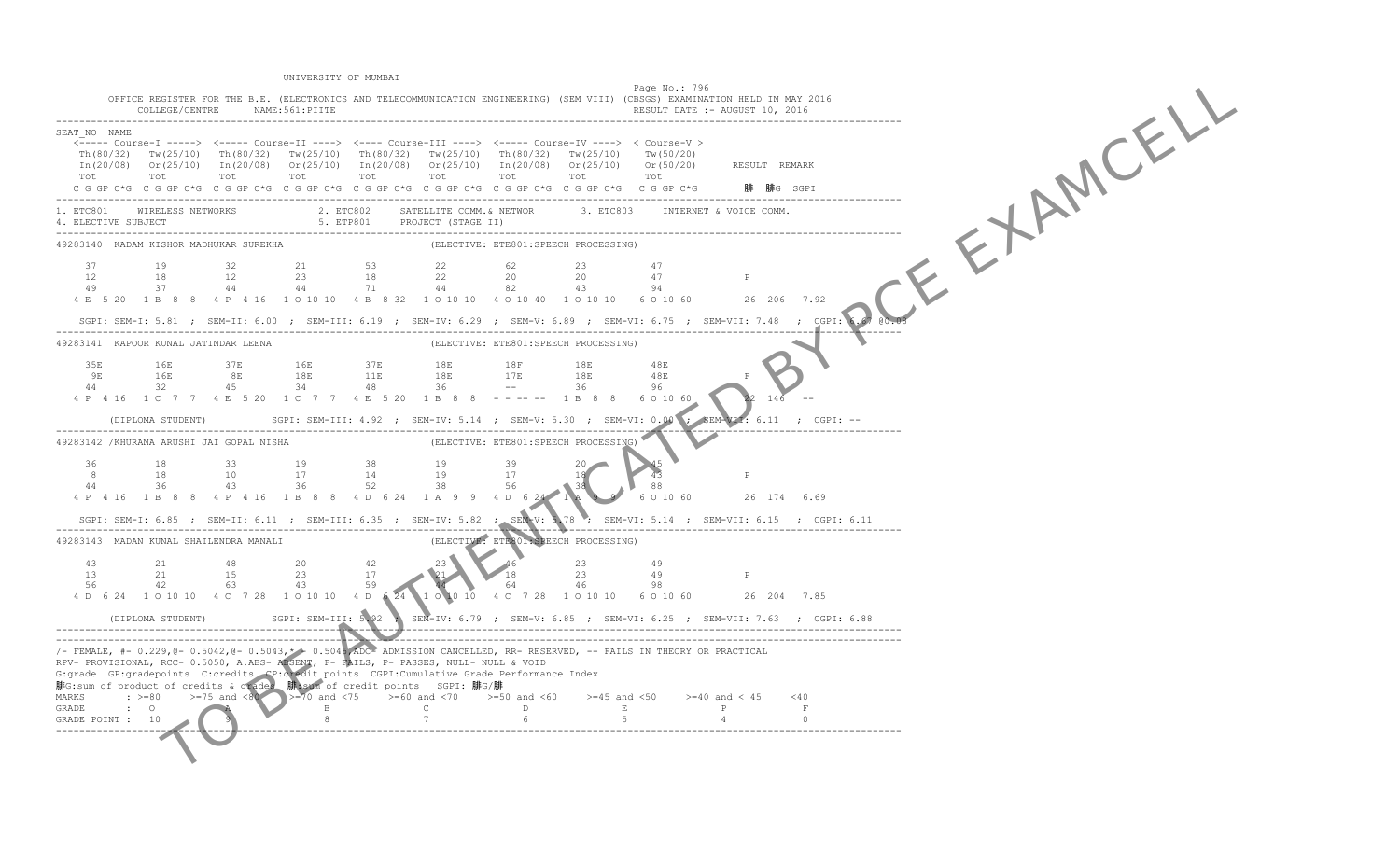UNIVERSITY OF MUMBAI

Page No.: 796

OFFICE REGISTER FOR THE B.E. (ELECTRONICS AND TELECOMMUNICATION ENGINEERING) (SEM VIII) (CBSGS) EXAMINATION HELD IN MAY 2016

COLLEGE/CENTRE NAME:561:PIITE

RESULT DATE :- AUGUST 10, 2016

```
SEAT_NO  NAME
   <----- Course-I -----> <----- Course-II ----> <---- Course-III ----> <----- Course-IV ----> < Course-V >
   Th(80/32)  Tw(25/10)   Th(80/32)  Tw(25/10)   Th(80/32)  Tw(25/10)   Th(80/32)  Tw(25/10)   Tw(50/20)
   In(20/08)  Or(25/10)   In(20/08)  Or(25/10)   In(20/08)  Or(25/10)   In(20/08)  Or(25/10)   Or(50/20)      RESULT  REMARK
   Tot        Tot         Tot        Tot         Tot        Tot         Tot        Tot         Tot
 C G GP C*G  C G GP C*G  C G GP C*G  C G GP C*G  C G GP C*G  C G GP C*G  C G GP C*G  C G GP C*G  C G GP C*G    脙  脙G  SGPI
-----------------------------------------------------------------------------------------------------------------------------
1. ETC801    WIRELESS NETWORKS          2. ETC802    SATELLITE COMM.& NETWOR       3. ETC803    INTERNET & VOICE COMM.
4. ELECTIVE SUBJECT                     5. ETP801    PROJECT (STAGE II)
-----------------------------------------------------------------------------------------------------------------------------
49283140  KADAM KISHOR MADHUKAR SUREKHA                    (ELECTIVE: ETE801:SPEECH PROCESSING)

   37         19          32         21          53         22          62         23          47
   12         18          12         23          18         22          20         20          47           P
   49         37          44         44          71         44          82         43          94
 4 E  5 20   1 B  8  8   4 P  4 16   1 O 10 10   4 B  8 32   1 O 10 10   4 O 10 40   1 O 10 10   6 O 10 60      26  206  7.92

   SGPI: SEM-I: 5.81 ; SEM-II: 6.00 ; SEM-III: 6.19 ; SEM-IV: 6.29 ; SEM-V: 6.89 ; SEM-VI: 6.75 ; SEM-VII: 7.48 ; CGPI: 6.67 00.08
-----------------------------------------------------------------------------------------------------------------------------
49283141  KAPOOR KUNAL JATINDAR LEENA                      (ELECTIVE: ETE801:SPEECH PROCESSING)

   35E        16E         37E        16E         37E        18E         18F        18E         48E
    9E        16E          8E        18E         11E        18E         17E        18E         48E          F
   44         32          45         34          48         36          --         36          96
 4 P  4 16   1 C  7  7   4 E  5 20   1 C  7  7   4 E  5 20   1 B  8  8   - - -- --   1 B  8  8   6 O 10 60      22  146  --

   (DIPLOMA STUDENT)      SGPI: SEM-III: 4.92 ; SEM-IV: 5.14 ; SEM-V: 5.30 ; SEM-VI: 0.00 ; SEM-VII: 6.11 ; CGPI: --
-----------------------------------------------------------------------------------------------------------------------------
49283142 /KHURANA ARUSHI JAI GOPAL NISHA                   (ELECTIVE: ETE801:SPEECH PROCESSING)

   36         18          33         19          38         19          39         20          45
    8         18          10         17          14         19          17         18          43           P
   44         36          43         36          52         38          56         38          88
 4 P  4 16   1 B  8  8   4 P  4 16   1 B  8  8   4 D  6 24   1 A  9  9   4 D  6 24   1 A  9  9   6 O 10 60      26  174  6.69

   SGPI: SEM-I: 6.85 ; SEM-II: 6.11 ; SEM-III: 6.35 ; SEM-IV: 5.82 ; SEM-V: 5.78 ; SEM-VI: 5.14 ; SEM-VII: 6.15 ; CGPI: 6.11
-----------------------------------------------------------------------------------------------------------------------------
49283143  MADAN KUNAL SHAILENDRA MANALI                    (ELECTIVE: ETE801:SPEECH PROCESSING)

   43         21          48         20          42         23          46         23          49
   13         21          15         23          17         21          18         23          49           P
   56         42          63         43          59         44          64         46          98
 4 D  6 24   1 O 10 10   4 C  7 28   1 O 10 10   4 D  6 24   1 O 10 10   4 C  7 28   1 O 10 10   6 O 10 60      26  204  7.85

   (DIPLOMA STUDENT)      SGPI: SEM-III: 5.92 ; SEM-IV: 6.79 ; SEM-V: 6.85 ; SEM-VI: 6.25 ; SEM-VII: 7.63 ; CGPI: 6.88
-----------------------------------------------------------------------------------------------------------------------------
```

/- FEMALE, #- 0.229,@- 0.5042,@- 0.5043,*- 0.5045,ADC- ADMISSION CANCELLED, RR- RESERVED, -- FAILS IN THEORY OR PRACTICAL
RPV- PROVISIONAL, RCC- 0.5050, A.ABS- ABSENT, F- FAILS, P- PASSES, NULL- NULL & VOID
G:grade GP:gradepoints C:credits CP:credit points CGPI:Cumulative Grade Performance Index
脙G:sum of product of credits & grades 脙:sum of credit points SGPI: 脙G/脙

| MARKS | >=80 | >=75 and <80 | >=70 and <75 | >=60 and <70 | >=50 and <60 | >=45 and <50 | >=40 and < 45 | <40 |
|---|---|---|---|---|---|---|---|---|
| GRADE | O | A | B | C | D | E | P | F |
| GRADE POINT | 10 | 9 | 8 | 7 | 6 | 5 | 4 | 0 |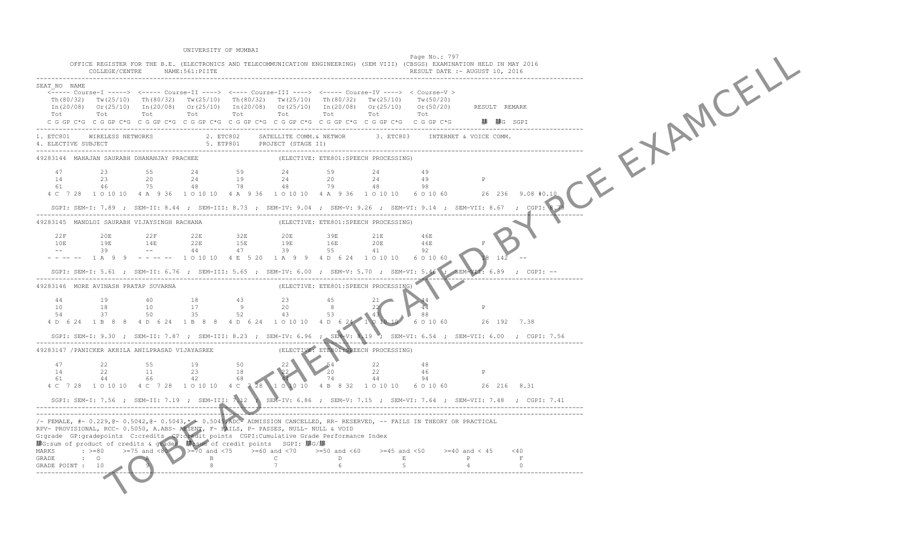UNIVERSITY OF MUMBAI

OFFICE REGISTER FOR THE B.E. (ELECTRONICS AND TELECOMMUNICATION ENGINEERING) (SEM VIII) (CBSGS) EXAMINATION HELD IN MAY 2016

COLLEGE/CENTRE NAME:561:PIITE

RESULT DATE :- AUGUST 10, 2016

```
SEAT_NO  NAME
  <----- Course-I -----> <----- Course-II ----> <---- Course-III ----> <----- Course-IV ----> < Course-V >
   Th(80/32)  Tw(25/10)  Th(80/32)  Tw(25/10)  Th(80/32)  Tw(25/10)  Th(80/32)  Tw(25/10)  Tw(50/20)
   In(20/08)  Or(25/10)  In(20/08)  Or(25/10)  In(20/08)  Or(25/10)  In(20/08)  Or(25/10)  Or(50/20)     RESULT  REMARK
   Tot        Tot        Tot        Tot        Tot        Tot        Tot        Tot        Tot
  C G GP C*G  C G GP C*G  C G GP C*G  C G GP C*G  C G GP C*G  C G GP C*G  C G GP C*G  C G GP C*G  C G GP C*G    ∑C  ∑CG  SGPI
------------------------------------------------------------------------------------------------------------------------
1. ETC801     WIRELESS NETWORKS          2. ETC802     SATELLITE COMM.& NETWOR       3. ETC803     INTERNET & VOICE COMM.
4. ELECTIVE SUBJECT                      5. ETP801     PROJECT (STAGE II)
------------------------------------------------------------------------------------------------------------------------
49283144  MAHAJAN SAURABH DHANANJAY PRACHEE                    (ELECTIVE: ETE801:SPEECH PROCESSING)

   47          23          55          24          59          24          59          24          49
   14          23          20          24          19          24          20          24          49              P
   61          46          75          48          78          48          79          48          98
  4 C  7 28   1 O 10 10   4 A  9 36   1 O 10 10   4 A  9 36   1 O 10 10   4 A  9 36   1 O 10 10   6 O 10 60      26  236   9.08 #0.10

  SGPI: SEM-I: 7.89 ; SEM-II: 8.44 ; SEM-III: 8.73 ; SEM-IV: 9.04 ; SEM-V: 9.26 ; SEM-VI: 9.14 ; SEM-VII: 8.67 ; CGPI: 8.79
------------------------------------------------------------------------------------------------------------------------
49283145  MANDLOI SAURABH VIJAYSINGH RACHANA                    (ELECTIVE: ETE801:SPEECH PROCESSING)

   22F         20E         22F         22E         32E         20E         39E         21E         46E
   10E         19E         14E         22E         15E         19E         16E         20E         46E             F
   --          39          --          44          47          39          55          41          92
  - - -- --   1 A  9  9   - - -- --   1 O 10 10   4 E  5 20   1 A  9  9   4 D  6 24   1 O 10 10   6 O 10 60      18  142   --

  SGPI: SEM-I: 5.61 ; SEM-II: 6.76 ; SEM-III: 5.65 ; SEM-IV: 6.00 ; SEM-V: 5.70 ; SEM-VI: 5.46 ; SEM-VII: 6.89 ; CGPI: --
------------------------------------------------------------------------------------------------------------------------
49283146  MORE AVINASH PRATAP SUVARNA                          (ELECTIVE: ETE801:SPEECH PROCESSING)

   44          19          40          18          43          23          45          21          44
   10          18          10          17           9          20           8          22          44              P
   54          37          50          35          52          43          53          43          88
  4 D  6 24   1 B  8  8   4 D  6 24   1 B  8  8   4 D  6 24   1 O 10 10   4 D  6 24   1 O 10 10   6 O 10 60      26  192   7.38

  SGPI: SEM-I: 9.30 ; SEM-II: 7.87 ; SEM-III: 8.23 ; SEM-IV: 6.96 ; SEM-V: 8.19 ; SEM-VI: 6.54 ; SEM-VII: 6.00 ; CGPI: 7.56
------------------------------------------------------------------------------------------------------------------------
49283147 /PANICKER AKHILA ANILPRASAD VIJAYASREE                (ELECTIVE: ETE801:SPEECH PROCESSING)

   47          22          55          19          50          22          54          22          48
   14          22          11          23          18          22          20          22          46              P
   61          44          66          42          68          44          74          44          94
  4 C  7 28   1 O 10 10   4 C  7 28   1 O 10 10   4 C  7 28   1 O 10 10   4 B  8 32   1 O 10 10   6 O 10 60      26  216   8.31

  SGPI: SEM-I: 7.56 ; SEM-II: 7.19 ; SEM-III: 7.12 ; SEM-IV: 6.86 ; SEM-V: 7.15 ; SEM-VI: 7.64 ; SEM-VII: 7.48 ; CGPI: 7.41
------------------------------------------------------------------------------------------------------------------------
```

/- FEMALE, #- 0.229,@- 0.5042,@- 0.5043,*- 0.5044,ADC- ADMISSION CANCELLED, RR- RESERVED, -- FAILS IN THEORY OR PRACTICAL
RPV- PROVISIONAL, RCC- 0.5050, A.ABS- ABSENT, F- FAILS, P- PASSES, NULL- NULL & VOID
G:grade GP:gradepoints C:credits CP:credit points CGPI:Cumulative Grade Performance Index
∑CG:sum of product of credits & grades ∑C:sum of credit points SGPI: ∑CG/∑C

| MARKS | >=80 | >=75 and <80 | >=70 and <75 | >=60 and <70 | >=50 and <60 | >=45 and <50 | >=40 and < 45 | <40 |
|---|---|---|---|---|---|---|---|---|
| GRADE | O | A | B | C | D | E | P | F |
| GRADE POINT | 10 | 9 | 8 | 7 | 6 | 5 | 4 | 0 |

TO BE AUTHENTICATED BY PCE EXAMCELL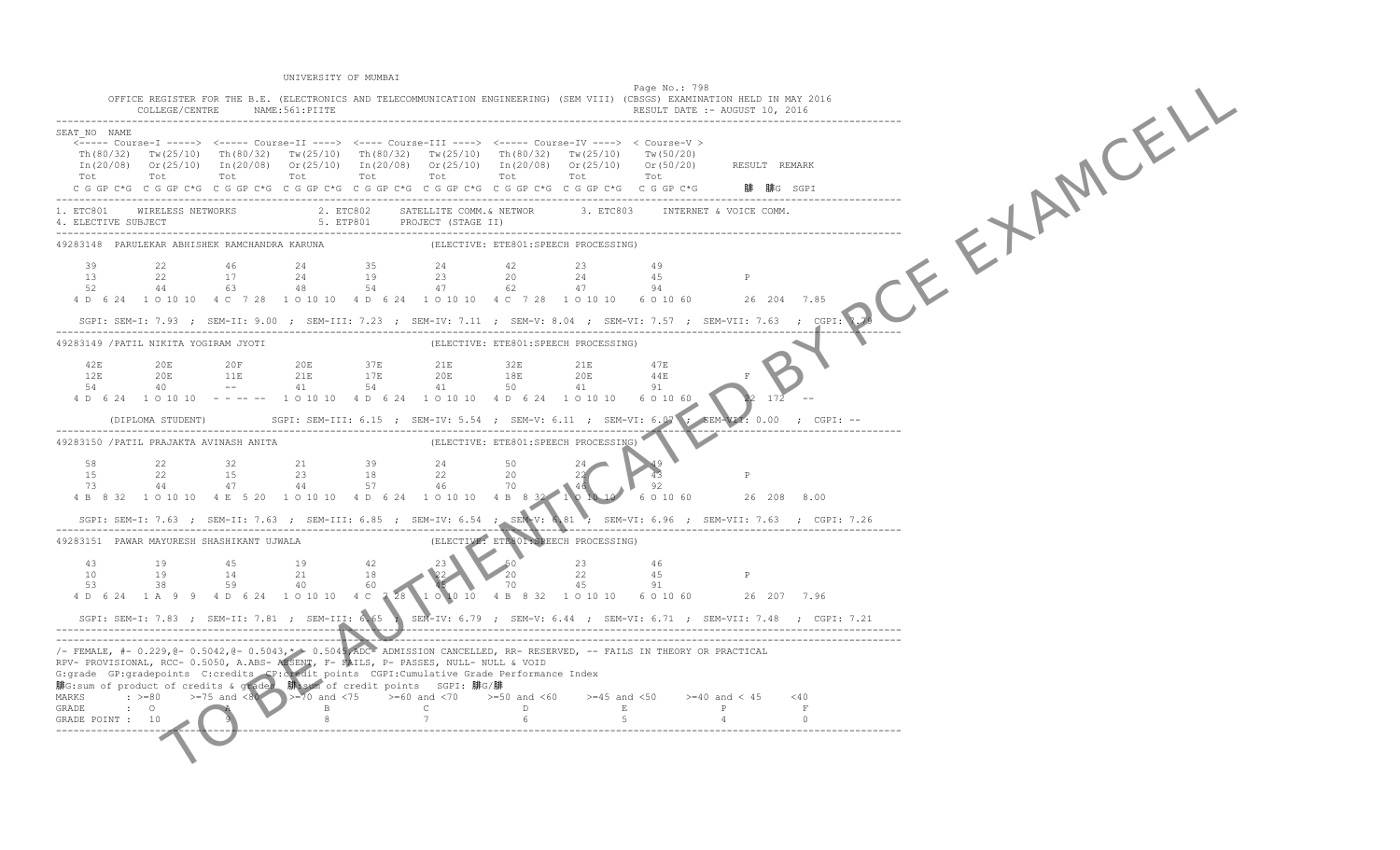UNIVERSITY OF MUMBAI

Page No.: 798

OFFICE REGISTER FOR THE B.E. (ELECTRONICS AND TELECOMMUNICATION ENGINEERING) (SEM VIII) (CBSGS) EXAMINATION HELD IN MAY 2016

COLLEGE/CENTRE NAME:561:PIITE

RESULT DATE :- AUGUST 10, 2016

```
SEAT_NO  NAME
  <----- Course-I -----> <----- Course-II ----> <---- Course-III ----> <----- Course-IV ----> < Course-V >
   Th(80/32)  Tw(25/10)  Th(80/32)  Tw(25/10)  Th(80/32)  Tw(25/10)  Th(80/32)  Tw(25/10)   Tw(50/20)
   In(20/08)  Or(25/10)  In(20/08)  Or(25/10)  In(20/08)  Or(25/10)  In(20/08)  Or(25/10)   Or(50/20)     RESULT  REMARK
   Tot        Tot        Tot        Tot        Tot        Tot        Tot        Tot         Tot
  C G GP C*G  C G GP C*G  C G GP C*G  C G GP C*G  C G GP C*G  C G GP C*G  C G GP C*G  C G GP C*G  C G GP C*G      腓  腓G  SGPI

1. ETC801    WIRELESS NETWORKS         2. ETC802    SATELLITE COMM.& NETWOR       3. ETC803    INTERNET & VOICE COMM.
4. ELECTIVE SUBJECT                    5. ETP801    PROJECT (STAGE II)

49283148  PARULEKAR ABHISHEK RAMCHANDRA KARUNA                (ELECTIVE: ETE801:SPEECH PROCESSING)

    39         22         46         24         35         24         42         23          49
    13         22         17         24         19         23         20         24          45            P
    52         44         63         48         54         47         62         47          94
  4 D  6 24  1 O 10 10  4 C  7 28  1 O 10 10  4 D  6 24  1 O 10 10  4 C  7 28  1 O 10 10   6 O 10 60        26  204  7.85

  SGPI: SEM-I: 7.93 ; SEM-II: 9.00 ; SEM-III: 7.23 ; SEM-IV: 7.11 ; SEM-V: 8.04 ; SEM-VI: 7.57 ; SEM-VII: 7.63 ; CGPI: 7.79

49283149 /PATIL NIKITA YOGIRAM JYOTI                          (ELECTIVE: ETE801:SPEECH PROCESSING)

    42E        20E        20F        20E        37E        21E        32E        21E         47E
    12E        20E        11E        21E        17E        20E        18E        20E         44E           F
    54         40         --         41         54         41         50         41          91
  4 D  6 24  1 O 10 10  - - -- --  1 O 10 10  4 D  6 24  1 O 10 10  4 D  6 24  1 O 10 10   6 O 10 60        22  172  --

      (DIPLOMA STUDENT)          SGPI: SEM-III: 6.15 ; SEM-IV: 5.54 ; SEM-V: 6.11 ; SEM-VI: 6.07 ; SEM-VII: 0.00 ; CGPI: --

49283150 /PATIL PRAJAKTA AVINASH ANITA                        (ELECTIVE: ETE801:SPEECH PROCESSING)

    58         22         32         21         39         24         50         24          49
    15         22         15         23         18         22         20         22          43            P
    73         44         47         44         57         46         70         46          92
  4 B  8 32  1 O 10 10  4 E  5 20  1 O 10 10  4 D  6 24  1 O 10 10  4 B  8 32  1 O 10 10   6 O 10 60        26  208  8.00

  SGPI: SEM-I: 7.63 ; SEM-II: 7.63 ; SEM-III: 6.85 ; SEM-IV: 6.54 ; SEM-V: 6.81 ; SEM-VI: 6.96 ; SEM-VII: 7.63 ; CGPI: 7.26

49283151  PAWAR MAYURESH SHASHIKANT UJWALA                     (ELECTIVE: ETE801:SPEECH PROCESSING)

    43         19         45         19         42         23         50         23          46
    10         19         14         21         18         22         20         22          45            P
    53         38         59         40         60         45         70         45          91
  4 D  6 24  1 A  9  9  4 D  6 24  1 O 10 10  4 C  7 28  1 O 10 10  4 B  8 32  1 O 10 10   6 O 10 60        26  207  7.96

  SGPI: SEM-I: 7.83 ; SEM-II: 7.81 ; SEM-III: 6.65 ; SEM-IV: 6.79 ; SEM-V: 6.44 ; SEM-VI: 6.71 ; SEM-VII: 7.48 ; CGPI: 7.21
```

/- FEMALE, #- 0.229,@- 0.5042,@- 0.5043,*- 0.5045,ADC- ADMISSION CANCELLED, RR- RESERVED, -- FAILS IN THEORY OR PRACTICAL
RPV- PROVISIONAL, RCC- 0.5050, A.ABS- ABSENT, F- FAILS, P- PASSES, NULL- NULL & VOID
G:grade GP:gradepoints C:credits CP:credit points CGPI:Cumulative Grade Performance Index
腓G:sum of product of credits & grades 腓:sum of credit points SGPI: 腓G/腓

| MARKS | : >=80 | >=75 and <80 | >=70 and <75 | >=60 and <70 | >=50 and <60 | >=45 and <50 | >=40 and < 45 | <40 |
|---|---|---|---|---|---|---|---|---|
| GRADE | : O | A | B | C | D | E | P | F |
| GRADE POINT : | 10 | 9 | 8 | 7 | 6 | 5 | 4 | 0 |

TO BE AUTHENTICATED BY PCE EXAMCELL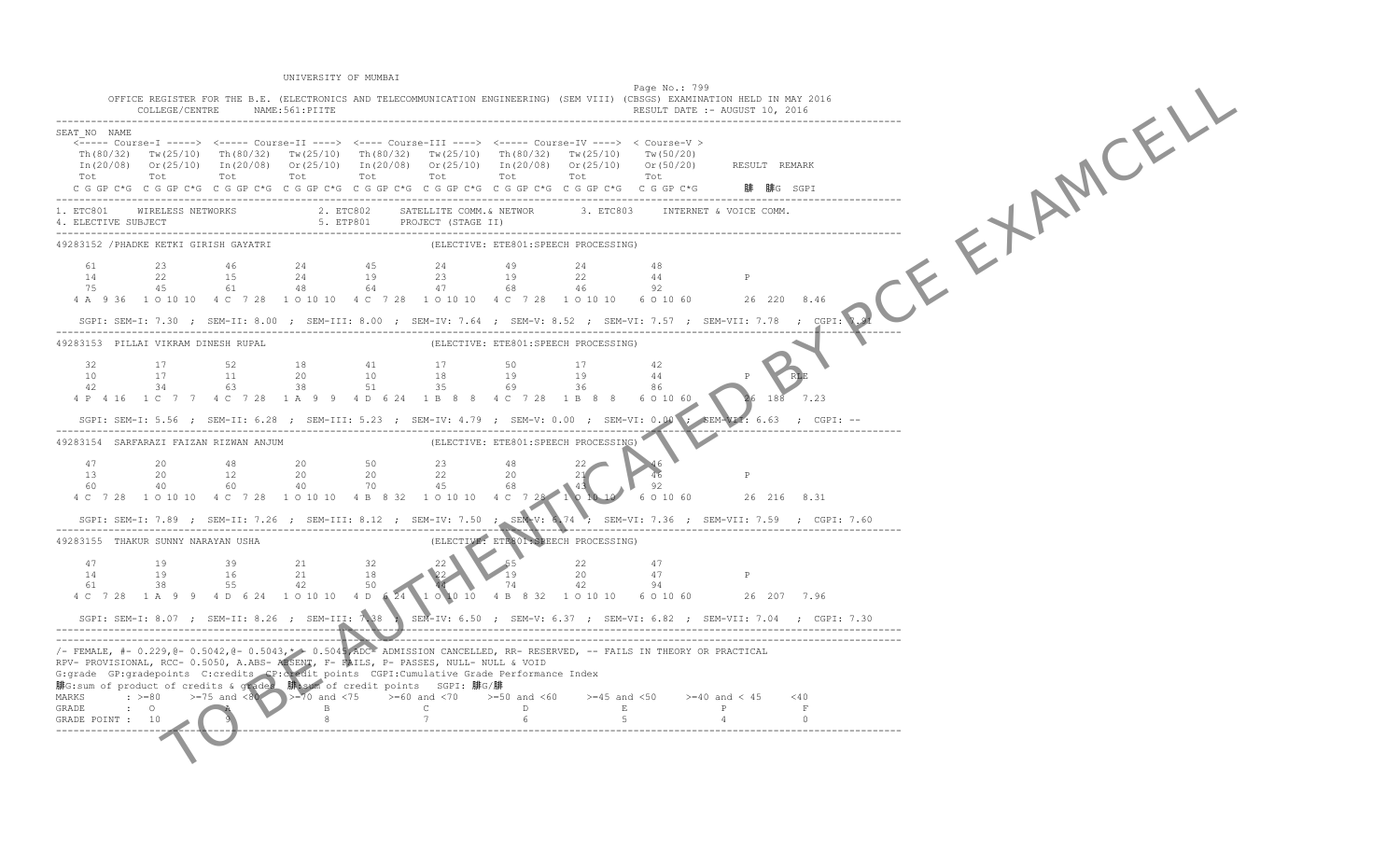UNIVERSITY OF MUMBAI

OFFICE REGISTER FOR THE B.E. (ELECTRONICS AND TELECOMMUNICATION ENGINEERING) (SEM VIII) (CBSGS) EXAMINATION HELD IN MAY 2016

COLLEGE/CENTRE NAME:561:PIITE

Page No.: 799

RESULT DATE :- AUGUST 10, 2016

```
SEAT_NO  NAME
   <----- Course-I -----> <----- Course-II ----> <---- Course-III ----> <----- Course-IV ----> < Course-V >
    Th(80/32)  Tw(25/10)   Th(80/32)  Tw(25/10)  Th(80/32)  Tw(25/10)  Th(80/32)  Tw(25/10)   Tw(50/20)
    In(20/08)  Or(25/10)   In(20/08)  Or(25/10)  In(20/08)  Or(25/10)  In(20/08)  Or(25/10)   Or(50/20)     RESULT  REMARK
    Tot        Tot         Tot        Tot        Tot        Tot        Tot        Tot         Tot
  C G GP C*G  C G GP C*G  C G GP C*G  C G GP C*G  C G GP C*G  C G GP C*G  C G GP C*G  C G GP C*G  C G GP C*G     隷  隷G  SGPI

1. ETC801    WIRELESS NETWORKS          2. ETC802    SATELLITE COMM.& NETWOR      3. ETC803    INTERNET & VOICE COMM.
4. ELECTIVE SUBJECT                     5. ETP801    PROJECT (STAGE II)

49283152 /PHADKE KETKI GIRISH GAYATRI                    (ELECTIVE: ETE801:SPEECH PROCESSING)

    61         23         46         24         45         24         49         24         48
    14         22         15         24         19         23         19         22         44            P
    75         45         61         48         64         47         68         46         92
  4 A  9 36  1 O 10 10  4 C  7 28  1 O 10 10  4 C  7 28  1 O 10 10  4 C  7 28  1 O 10 10  6 O 10 60      26  220  8.46

    SGPI: SEM-I: 7.30 ; SEM-II: 8.00 ; SEM-III: 8.00 ; SEM-IV: 7.64 ; SEM-V: 8.52 ; SEM-VI: 7.57 ; SEM-VII: 7.78 ; CGPI: 7.91

49283153  PILLAI VIKRAM DINESH RUPAL                     (ELECTIVE: ETE801:SPEECH PROCESSING)

    32         17         52         18         41         17         50         17         42
    10         17         11         20         10         18         19         19         44            P      RLE
    42         34         63         38         51         35         69         36         86
  4 P  4 16  1 C  7  7  4 C  7 28  1 A  9  9  4 D  6 24  1 B  8  8  4 C  7 28  1 B  8  8  6 O 10 60      26  188  7.23

    SGPI: SEM-I: 5.56 ; SEM-II: 6.28 ; SEM-III: 5.23 ; SEM-IV: 4.79 ; SEM-V: 0.00 ; SEM-VI: 0.00 ; SEM-VII: 6.63 ; CGPI: --

49283154  SARFARAZI FAIZAN RIZWAN ANJUM                  (ELECTIVE: ETE801:SPEECH PROCESSING)

    47         20         48         20         50         23         48         22         46
    13         20         12         20         20         22         20         21         46            P
    60         40         60         40         70         45         68         43         92
  4 C  7 28  1 O 10 10  4 C  7 28  1 O 10 10  4 B  8 32  1 O 10 10  4 C  7 28  1 O 10 10  6 O 10 60      26  216  8.31

    SGPI: SEM-I: 7.89 ; SEM-II: 7.26 ; SEM-III: 8.12 ; SEM-IV: 7.50 ; SEM-V: 6.74 ; SEM-VI: 7.36 ; SEM-VII: 7.59 ; CGPI: 7.60

49283155  THAKUR SUNNY NARAYAN USHA                      (ELECTIVE: ETE801:SPEECH PROCESSING)

    47         19         39         21         32         22         55         22         47
    14         19         16         21         18         22         19         20         47            P
    61         38         55         42         50         44         74         42         94
  4 C  7 28  1 A  9  9  4 D  6 24  1 O 10 10  4 D  6 24  1 O 10 10  4 B  8 32  1 O 10 10  6 O 10 60      26  207  7.96

    SGPI: SEM-I: 8.07 ; SEM-II: 8.26 ; SEM-III: 7.38 ; SEM-IV: 6.50 ; SEM-V: 6.37 ; SEM-VI: 6.82 ; SEM-VII: 7.04 ; CGPI: 7.30
```

/- FEMALE, #- 0.229,@- 0.5042,@- 0.5043,*- 0.5045,ADC- ADMISSION CANCELLED, RR- RESERVED, -- FAILS IN THEORY OR PRACTICAL
RPV- PROVISIONAL, RCC- 0.5050, A.ABS- ABSENT, F- FAILS, P- PASSES, NULL- NULL & VOID
G:grade GP:gradepoints C:credits CP:credit points CGPI:Cumulative Grade Performance Index
隷G:sum of product of credits & grades 隷:sum of credit points SGPI: 隷G/隷

| MARKS | >=80 | >=75 and <80 | >=70 and <75 | >=60 and <70 | >=50 and <60 | >=45 and <50 | >=40 and < 45 | <40 |
|---|---|---|---|---|---|---|---|---|
| GRADE | O | A | B | C | D | E | P | F |
| GRADE POINT | 10 | 9 | 8 | 7 | 6 | 5 | 4 | 0 |

TO BE AUTHENTICATED BY PCE EXAMCELL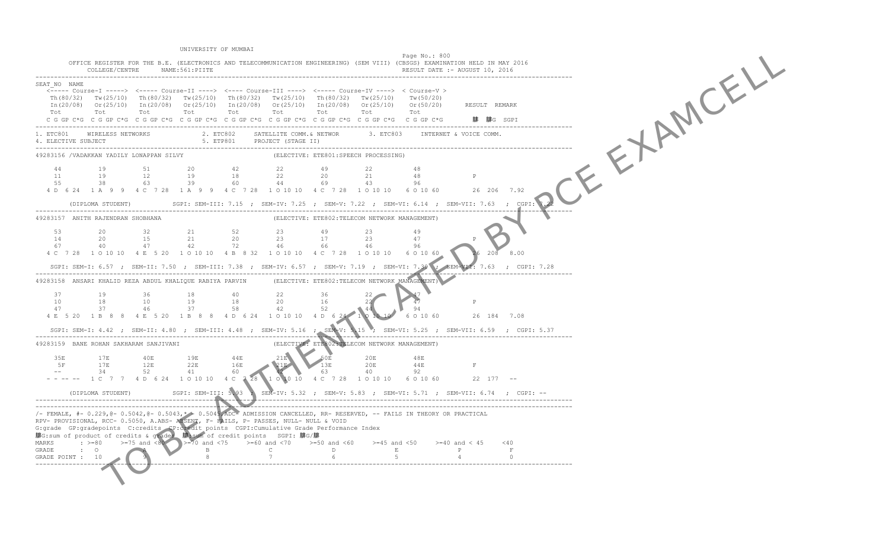UNIVERSITY OF MUMBAI

OFFICE REGISTER FOR THE B.E. (ELECTRONICS AND TELECOMMUNICATION ENGINEERING) (SEM VIII) (CBSGS) EXAMINATION HELD IN MAY 2016

COLLEGE/CENTRE NAME:561:PIITE

Page No.: 800

RESULT DATE :- AUGUST 10, 2016

SEAT_NO NAME

| | Course-I | Course-II | Course-III | Course-IV | Course-V | | |
|---|---|---|---|---|---|---|---|
| | Th(80/32) | Tw(25/10) | Th(80/32) | Tw(25/10) | Th(80/32) | Tw(25/10) | Th(80/32) | Tw(25/10) | Tw(50/20) | RESULT | REMARK |
| | In(20/08) | Or(25/10) | In(20/08) | Or(25/10) | In(20/08) | Or(25/10) | In(20/08) | Or(25/10) | Or(50/20) | | |
| | Tot | Tot | Tot | Tot | Tot | Tot | Tot | Tot | Tot | | |
| | C G GP C*G | C G GP C*G | C G GP C*G | C G GP C*G | C G GP C*G | C G GP C*G | C G GP C*G | C G GP C*G | C G GP C*G | 腓 腓G | SGPI |

1. ETC801 WIRELESS NETWORKS 2. ETC802 SATELLITE COMM.& NETWOR 3. ETC803 INTERNET & VOICE COMM.
4. ELECTIVE SUBJECT 5. ETP801 PROJECT (STAGE II)

**49283156 /VADAKKAN YADILY LONAPPAN SILVY** (ELECTIVE: ETE801:SPEECH PROCESSING)

| 44 | 19 | 51 | 20 | 42 | 22 | 49 | 22 | 48 | | | |
|---|---|---|---|---|---|---|---|---|---|---|---|
| 11 | 19 | 12 | 19 | 18 | 22 | 20 | 21 | 48 | P | | |
| 55 | 38 | 63 | 39 | 60 | 44 | 69 | 43 | 96 | | | |
| 4 D 6 24 | 1 A 9 9 | 4 C 7 28 | 1 A 9 9 | 4 C 7 28 | 1 O 10 10 | 4 C 7 28 | 1 O 10 10 | 6 O 10 60 | 26 | 206 | 7.92 |

(DIPLOMA STUDENT) SGPI: SEM-III: 7.15 ; SEM-IV: 7.25 ; SEM-V: 7.22 ; SEM-VI: 6.14 ; SEM-VII: 7.63 ; CGPI: 7.22

**49283157 ANITH RAJENDRAN SHOBHANA** (ELECTIVE: ETE802:TELECOM NETWORK MANAGEMENT)

| 53 | 20 | 32 | 21 | 52 | 23 | 49 | 23 | 49 | | | |
|---|---|---|---|---|---|---|---|---|---|---|---|
| 14 | 20 | 15 | 21 | 20 | 23 | 17 | 23 | 47 | P | | |
| 67 | 40 | 47 | 42 | 72 | 46 | 66 | 46 | 96 | | | |
| 4 C 7 28 | 1 O 10 10 | 4 E 5 20 | 1 O 10 10 | 4 B 8 32 | 1 O 10 10 | 4 C 7 28 | 1 O 10 10 | 6 O 10 60 | 26 | 208 | 8.00 |

SGPI: SEM-I: 6.57 ; SEM-II: 7.50 ; SEM-III: 7.38 ; SEM-IV: 6.57 ; SEM-V: 7.19 ; SEM-VI: 7.39 ; SEM-VII: 7.63 ; CGPI: 7.28

**49283158 ANSARI KHALID REZA ABDUL KHALIQUE RABIYA PARVIN** (ELECTIVE: ETE802:TELECOM NETWORK MANAGEMENT)

| 37 | 19 | 36 | 18 | 40 | 22 | 36 | 22 | 47 | | | |
|---|---|---|---|---|---|---|---|---|---|---|---|
| 10 | 18 | 10 | 19 | 18 | 20 | 16 | 22 | 47 | P | | |
| 47 | 37 | 46 | 37 | 58 | 42 | 52 | 44 | 94 | | | |
| 4 E 5 20 | 1 B 8 8 | 4 E 5 20 | 1 B 8 8 | 4 D 6 24 | 1 O 10 10 | 4 D 6 24 | 1 O 10 10 | 6 O 10 60 | 26 | 184 | 7.08 |

SGPI: SEM-I: 4.42 ; SEM-II: 4.80 ; SEM-III: 4.48 ; SEM-IV: 5.16 ; SEM-V: 5.15 ; SEM-VI: 5.25 ; SEM-VII: 6.59 ; CGPI: 5.37

**49283159 BANE ROHAN SAKHARAM SANJIVANI** (ELECTIVE: ETE802:TELECOM NETWORK MANAGEMENT)

| 35E | 17E | 40E | 19E | 44E | 21E | 50E | 20E | 48E | | | |
|---|---|---|---|---|---|---|---|---|---|---|---|
| 5F | 17E | 12E | 22E | 16E | 21E | 13E | 20E | 44E | F | | |
| -- | 34 | 52 | 41 | 60 | 42 | 63 | 40 | 92 | | | |
| - - -- -- | 1 C 7 7 | 4 D 6 24 | 1 O 10 10 | 4 C 7 28 | 1 O 10 10 | 4 C 7 28 | 1 O 10 10 | 6 O 10 60 | 22 | 177 | -- |

(DIPLOMA STUDENT) SGPI: SEM-III: 5.93 ; SEM-IV: 5.32 ; SEM-V: 5.83 ; SEM-VI: 5.71 ; SEM-VII: 6.74 ; CGPI: --

/- FEMALE, #- 0.229,@- 0.5042,@- 0.5043,*- 0.5045,ADC- ADMISSION CANCELLED, RR- RESERVED, -- FAILS IN THEORY OR PRACTICAL
RPV- PROVISIONAL, RCC- 0.5050, A.ABS- ABSENT, F- FAILS, P- PASSES, NULL- NULL & VOID
G:grade GP:gradepoints C:credits CP:credit points CGPI:Cumulative Grade Performance Index
腓G:sum of product of credits & grades 腓:sum of credit points SGPI: 腓G/腓

| MARKS | >=80 | >=75 and <80 | >=70 and <75 | >=60 and <70 | >=50 and <60 | >=45 and <50 | >=40 and < 45 | <40 |
|---|---|---|---|---|---|---|---|---|
| GRADE | O | A | B | C | D | E | P | F |
| GRADE POINT | 10 | 9 | 8 | 7 | 6 | 5 | 4 | 0 |

TO BE AUTHENTICATED BY PCE EXAMCELL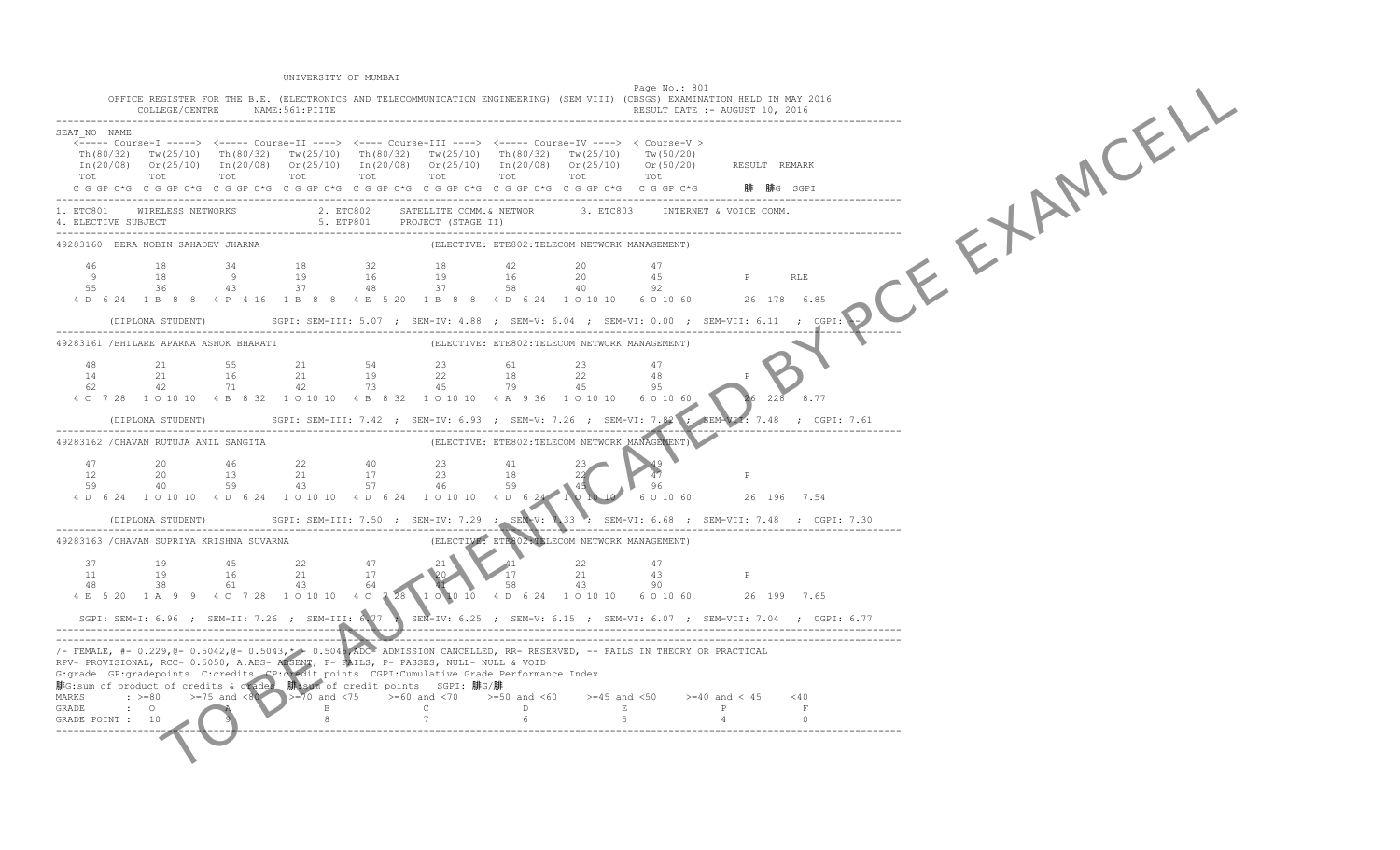UNIVERSITY OF MUMBAI

Page No.: 801

OFFICE REGISTER FOR THE B.E. (ELECTRONICS AND TELECOMMUNICATION ENGINEERING) (SEM VIII) (CBSGS) EXAMINATION HELD IN MAY 2016

COLLEGE/CENTRE NAME:561:PIITE

RESULT DATE :- AUGUST 10, 2016

```
SEAT_NO  NAME
   <----- Course-I -----> <----- Course-II ----> <---- Course-III ----> <----- Course-IV ----> < Course-V >
   Th(80/32)  Tw(25/10)  Th(80/32)  Tw(25/10)  Th(80/32)  Tw(25/10)  Th(80/32)  Tw(25/10)   Tw(50/20)
   In(20/08)  Or(25/10)  In(20/08)  Or(25/10)  In(20/08)  Or(25/10)  In(20/08)  Or(25/10)   Or(50/20)      RESULT  REMARK
   Tot        Tot        Tot        Tot        Tot        Tot        Tot        Tot         Tot
  C G GP C*G  C G GP C*G  C G GP C*G  C G GP C*G  C G GP C*G  C G GP C*G  C G GP C*G  C G GP C*G  C G GP C*G     ∑C  ∑CG  SGPI
```

```
1. ETC801    WIRELESS NETWORKS          2. ETC802    SATELLITE COMM.& NETWOR      3. ETC803    INTERNET & VOICE COMM.
4. ELECTIVE SUBJECT                     5. ETP801    PROJECT (STAGE II)
```

```
49283160  BERA NOBIN SAHADEV JHARNA                       (ELECTIVE: ETE802:TELECOM NETWORK MANAGEMENT)

    46         18         34         18         32         18         42         20         47
     9         18          9         19         16         19         16         20         45            P       RLE
    55         36         43         37         48         37         58         40         92
  4 D  6 24  1 B  8  8  4 P  4 16  1 B  8  8  4 E  5 20  1 B  8  8  4 D  6 24  1 O 10 10  6 O 10 60       26  178   6.85

        (DIPLOMA STUDENT)         SGPI: SEM-III: 5.07 ; SEM-IV: 4.88 ; SEM-V: 6.04 ; SEM-VI: 0.00 ; SEM-VII: 6.11  ; CGPI: --
```

```
49283161 /BHILARE APARNA ASHOK BHARATI                    (ELECTIVE: ETE802:TELECOM NETWORK MANAGEMENT)

    48         21         55         21         54         23         61         23         47
    14         21         16         21         19         22         18         22         48            P
    62         42         71         42         73         45         79         45         95
  4 C  7 28  1 O 10 10  4 B  8 32  1 O 10 10  4 B  8 32  1 O 10 10  4 A  9 36  1 O 10 10  6 O 10 60       26  228   8.77

        (DIPLOMA STUDENT)         SGPI: SEM-III: 7.42 ; SEM-IV: 6.93 ; SEM-V: 7.26 ; SEM-VI: 7.82 ; SEM-VII: 7.48  ; CGPI: 7.61
```

```
49283162 /CHAVAN RUTUJA ANIL SANGITA                      (ELECTIVE: ETE802:TELECOM NETWORK MANAGEMENT)

    47         20         46         22         40         23         41         23         49
    12         20         13         21         17         23         18         22         47            P
    59         40         59         43         57         46         59         45         96
  4 D  6 24  1 O 10 10  4 D  6 24  1 O 10 10  4 D  6 24  1 O 10 10  4 D  6 24  1 O 10 10  6 O 10 60       26  196   7.54

        (DIPLOMA STUDENT)         SGPI: SEM-III: 7.50 ; SEM-IV: 7.29 ; SEM-V: 7.33 ; SEM-VI: 6.68 ; SEM-VII: 7.48  ; CGPI: 7.30
```

```
49283163 /CHAVAN SUPRIYA KRISHNA SUVARNA                  (ELECTIVE: ETE802:TELECOM NETWORK MANAGEMENT)

    37         19         45         22         47         21         41         22         47
    11         19         16         21         17         20         17         21         43            P
    48         38         61         43         64         41         58         43         90
  4 E  5 20  1 A  9  9  4 C  7 28  1 O 10 10  4 C  7 28  1 O 10 10  4 D  6 24  1 O 10 10  6 O 10 60       26  199   7.65

    SGPI: SEM-I: 6.96 ; SEM-II: 7.26 ; SEM-III: 6.77 ; SEM-IV: 6.25 ; SEM-V: 6.15 ; SEM-VI: 6.07 ; SEM-VII: 7.04  ; CGPI: 6.77
```

/- FEMALE, #- 0.229,@- 0.5042,@- 0.5043,*- 0.5045,ADC- ADMISSION CANCELLED, RR- RESERVED, -- FAILS IN THEORY OR PRACTICAL
RPV- PROVISIONAL, RCC- 0.5050, A.ABS- ABSENT, F- FAILS, P- PASSES, NULL- NULL & VOID
G:grade GP:gradepoints C:credits CP:credit points CGPI:Cumulative Grade Performance Index
∑CG:sum of product of credits & grades ∑C:sum of credit points SGPI: ∑CG/∑C

| MARKS | : >=80 | >=75 and <80 | >=70 and <75 | >=60 and <70 | >=50 and <60 | >=45 and <50 | >=40 and < 45 | <40 |
|---|---|---|---|---|---|---|---|---|
| GRADE | : O | A | B | C | D | E | P | F |
| GRADE POINT : | 10 | 9 | 8 | 7 | 6 | 5 | 4 | 0 |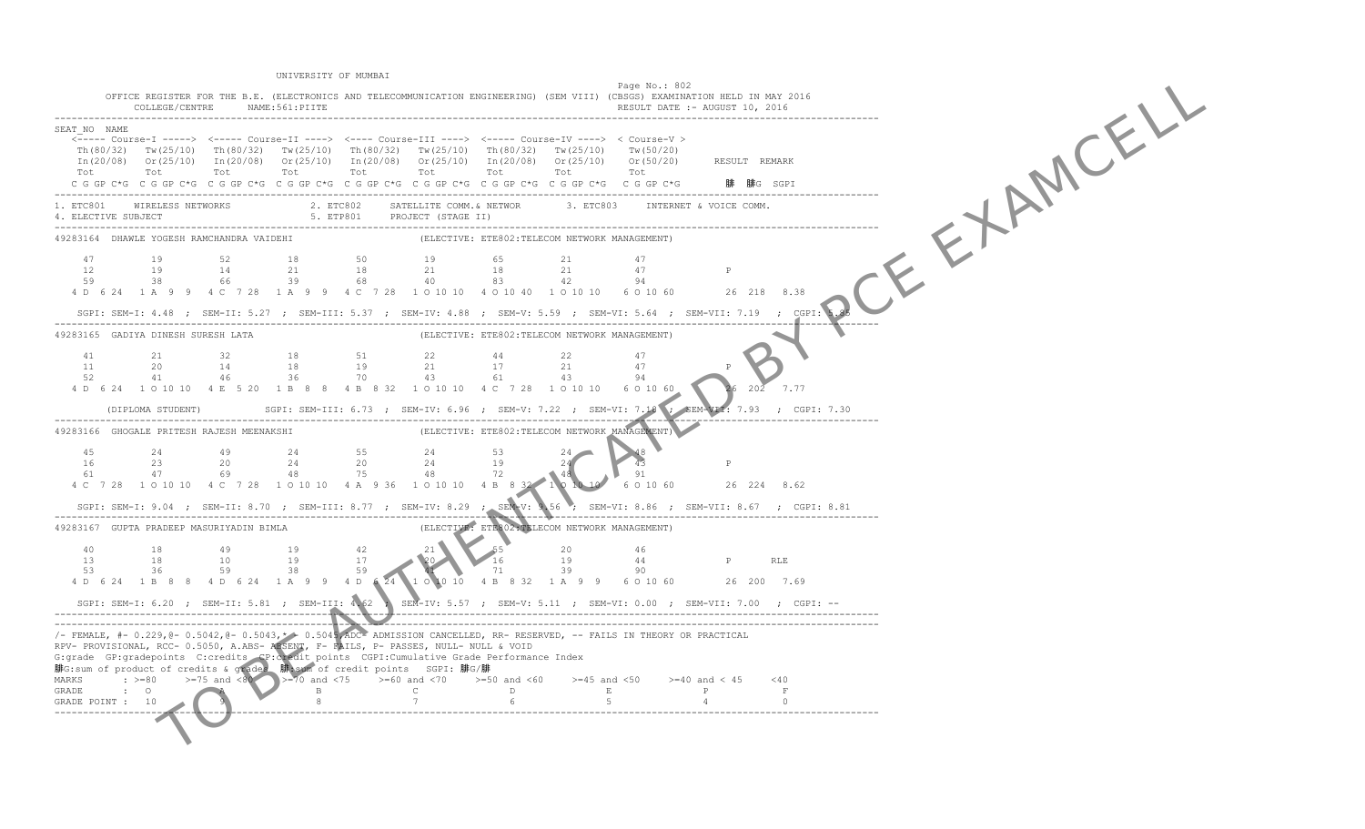UNIVERSITY OF MUMBAI

Page No.: 802

OFFICE REGISTER FOR THE B.E. (ELECTRONICS AND TELECOMMUNICATION ENGINEERING) (SEM VIII) (CBSGS) EXAMINATION HELD IN MAY 2016

COLLEGE/CENTRE NAME:561:PIITE

RESULT DATE :- AUGUST 10, 2016

```
SEAT_NO  NAME
   <----- Course-I -----> <----- Course-II ----> <---- Course-III ----> <----- Course-IV ----> < Course-V >
   Th(80/32)   Tw(25/10)   Th(80/32)   Tw(25/10)   Th(80/32)   Tw(25/10)   Th(80/32)   Tw(25/10)   Tw(50/20)
   In(20/08)   Or(25/10)   In(20/08)   Or(25/10)   In(20/08)   Or(25/10)   In(20/08)   Or(25/10)   Or(50/20)    RESULT  REMARK
   Tot         Tot         Tot         Tot         Tot         Tot         Tot         Tot         Tot
  C G GP C*G  C G GP C*G  C G GP C*G  C G GP C*G  C G GP C*G  C G GP C*G  C G GP C*G  C G GP C*G  C G GP C*G    ∑C  ∑CG  SGPI
-------------------------------------------------------------------------------------------------------------------------
1. ETC801     WIRELESS NETWORKS          2. ETC802     SATELLITE COMM.& NETWOR       3. ETC803     INTERNET & VOICE COMM.
4. ELECTIVE SUBJECT                      5. ETP801     PROJECT (STAGE II)
-------------------------------------------------------------------------------------------------------------------------
49283164  DHAWLE YOGESH RAMCHANDRA VAIDEHI                (ELECTIVE: ETE802:TELECOM NETWORK MANAGEMENT)

    47          19          52          18          50          19          65          21          47
    12          19          14          21          18          21          18          21          47            P
    59          38          66          39          68          40          83          42          94
  4 D  6 24   1 A  9  9   4 C  7 28   1 A  9  9   4 C  7 28   1 O 10 10   4 O 10 40   1 O 10 10   6 O 10 60      26  218   8.38

   SGPI: SEM-I: 4.48 ; SEM-II: 5.27 ; SEM-III: 5.37 ; SEM-IV: 4.88 ; SEM-V: 5.59 ; SEM-VI: 5.64 ; SEM-VII: 7.19 ; CGPI: 5.85
-------------------------------------------------------------------------------------------------------------------------
49283165  GADIYA DINESH SURESH LATA                       (ELECTIVE: ETE802:TELECOM NETWORK MANAGEMENT)

    41          21          32          18          51          22          44          22          47
    11          20          14          18          19          21          17          21          47            P
    52          41          46          36          70          43          61          43          94
  4 D  6 24   1 O 10 10   4 E  5 20   1 B  8  8   4 B  8 32   1 O 10 10   4 C  7 28   1 O 10 10   6 O 10 60      26  202   7.77

      (DIPLOMA STUDENT)       SGPI: SEM-III: 6.73 ; SEM-IV: 6.96 ; SEM-V: 7.22 ; SEM-VI: 7.18 ; SEM-VII: 7.93 ; CGPI: 7.30
-------------------------------------------------------------------------------------------------------------------------
49283166  GHOGALE PRITESH RAJESH MEENAKSHI                (ELECTIVE: ETE802:TELECOM NETWORK MANAGEMENT)

    45          24          49          24          55          24          53          24          48
    16          23          20          24          20          24          19          24          43            P
    61          47          69          48          75          48          72          48          91
  4 C  7 28   1 O 10 10   4 C  7 28   1 O 10 10   4 A  9 36   1 O 10 10   4 B  8 32   1 O 10 10   6 O 10 60      26  224   8.62

   SGPI: SEM-I: 9.04 ; SEM-II: 8.70 ; SEM-III: 8.77 ; SEM-IV: 8.29 ; SEM-V: 9.56 ; SEM-VI: 8.86 ; SEM-VII: 8.67 ; CGPI: 8.81
-------------------------------------------------------------------------------------------------------------------------
49283167  GUPTA PRADEEP MASURIYADIN BIMLA                 (ELECTIVE: ETE802:TELECOM NETWORK MANAGEMENT)

    40          18          49          19          42          21          55          20          46
    13          18          10          19          17          20          16          19          44            P      RLE
    53          36          59          38          59          41          71          39          90
  4 D  6 24   1 B  8  8   4 D  6 24   1 A  9  9   4 D  6 24   1 O 10 10   4 B  8 32   1 A  9  9   6 O 10 60      26  200   7.69

   SGPI: SEM-I: 6.20 ; SEM-II: 5.81 ; SEM-III: 4.62 ; SEM-IV: 5.57 ; SEM-V: 5.11 ; SEM-VI: 0.00 ; SEM-VII: 7.00 ; CGPI: --
-------------------------------------------------------------------------------------------------------------------------
/- FEMALE, #- 0.229,@- 0.5042,@- 0.5043,*- 0.5045,ADC- ADMISSION CANCELLED, RR- RESERVED, -- FAILS IN THEORY OR PRACTICAL
RPV- PROVISIONAL, RCC- 0.5050, A.ABS- ABSENT, F- FAILS, P- PASSES, NULL- NULL & VOID
G:grade  GP:gradepoints  C:credits  CP:credit points  CGPI:Cumulative Grade Performance Index
∑CG:sum of product of credits & grades  ∑C:sum of credit points  SGPI: ∑CG/∑C
MARKS       : >=80    >=75 and <80   >=70 and <75   >=60 and <70   >=50 and <60   >=45 and <50   >=40 and < 45   <40
GRADE       :  O           A              B              C              D              E              P            F
GRADE POINT : 10           9              8              7              6              5              4            0
-------------------------------------------------------------------------------------------------------------------------
```

TO BE AUTHENTICATED BY PCE EXAMCELL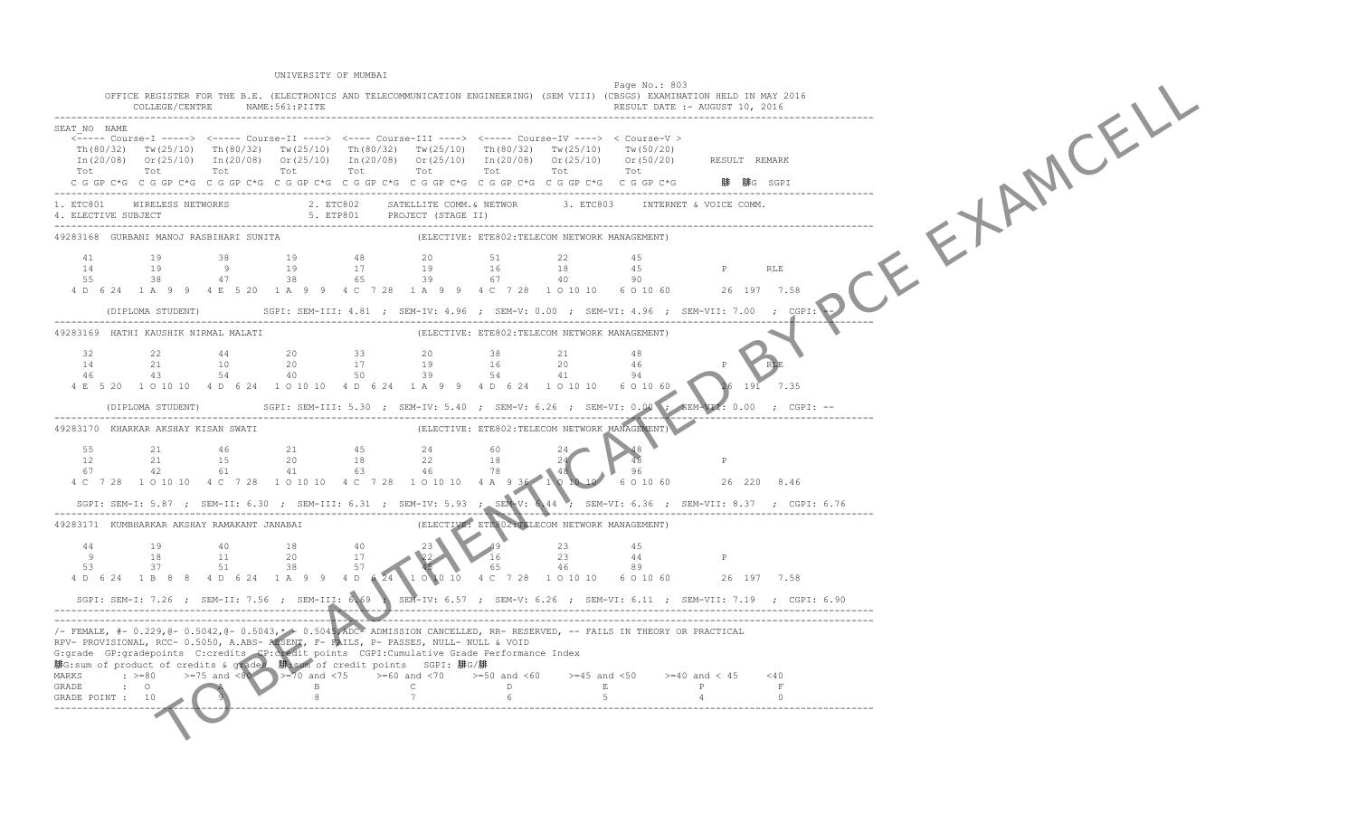UNIVERSITY OF MUMBAI

OFFICE REGISTER FOR THE B.E. (ELECTRONICS AND TELECOMMUNICATION ENGINEERING) (SEM VIII) (CBSGS) EXAMINATION HELD IN MAY 2016

COLLEGE/CENTRE NAME:561:PIITE

RESULT DATE :- AUGUST 10, 2016

```
SEAT_NO  NAME
  <----- Course-I -----> <----- Course-II ----> <---- Course-III ----> <----- Course-IV ----> < Course-V >
   Th(80/32)  Tw(25/10)  Th(80/32)  Tw(25/10)  Th(80/32)  Tw(25/10)  Th(80/32)  Tw(25/10)  Tw(50/20)
   In(20/08)  Or(25/10)  In(20/08)  Or(25/10)  In(20/08)  Or(25/10)  In(20/08)  Or(25/10)  Or(50/20)      RESULT  REMARK
   Tot        Tot        Tot        Tot        Tot        Tot        Tot        Tot        Tot
 C G GP C*G  C G GP C*G  C G GP C*G  C G GP C*G  C G GP C*G  C G GP C*G  C G GP C*G  C G GP C*G  C G GP C*G     䏁  䏁G  SGPI
------------------------------------------------------------------------------------------------------------------------
1. ETC801    WIRELESS NETWORKS          2. ETC802    SATELLITE COMM.& NETWOR      3. ETC803    INTERNET & VOICE COMM.
4. ELECTIVE SUBJECT                     5. ETP801    PROJECT (STAGE II)
------------------------------------------------------------------------------------------------------------------------
49283168  GURBANI MANOJ RASBIHARI SUNITA                 (ELECTIVE: ETE802:TELECOM NETWORK MANAGEMENT)

    41        19        38        19        48        20        51        22        45
    14        19         9        19        17        19        16        18        45            P      RLE
    55        38        47        38        65        39        67        40        90
  4 D  6 24  1 A  9  9  4 E  5 20  1 A  9  9  4 C  7 28  1 A  9  9  4 C  7 28  1 O 10 10   6 O 10 60      26  197   7.58

      (DIPLOMA STUDENT)        SGPI: SEM-III: 4.81 ; SEM-IV: 4.96 ; SEM-V: 0.00 ; SEM-VI: 4.96 ; SEM-VII: 7.00  ; CGPI: --
------------------------------------------------------------------------------------------------------------------------
49283169  HATHI KAUSHIK NIRMAL MALATI                    (ELECTIVE: ETE802:TELECOM NETWORK MANAGEMENT)

    32        22        44        20        33        20        38        21        48
    14        21        10        20        17        19        16        20        46            P      RLE
    46        43        54        40        50        39        54        41        94
  4 E  5 20  1 O 10 10  4 D  6 24  1 O 10 10  4 D  6 24  1 A  9  9  4 D  6 24  1 O 10 10   6 O 10 60      26  191   7.35

      (DIPLOMA STUDENT)        SGPI: SEM-III: 5.30 ; SEM-IV: 5.40 ; SEM-V: 6.26 ; SEM-VI: 0.00 ; SEM-VII: 0.00  ; CGPI: --
------------------------------------------------------------------------------------------------------------------------
49283170  KHARKAR AKSHAY KISAN SWATI                     (ELECTIVE: ETE802:TELECOM NETWORK MANAGEMENT)

    55        21        46        21        45        24        60        24        48
    12        21        15        20        18        22        18        24        48            P
    67        42        61        41        63        46        78        48        96
  4 C  7 28  1 O 10 10  4 C  7 28  1 O 10 10  4 C  7 28  1 O 10 10  4 A  9 36  1 O 10 10   6 O 10 60      26  220   8.46

   SGPI: SEM-I: 5.87 ; SEM-II: 6.30 ; SEM-III: 6.31 ; SEM-IV: 5.93 ; SEM-V: 6.44 ; SEM-VI: 6.36 ; SEM-VII: 8.37  ; CGPI: 6.76
------------------------------------------------------------------------------------------------------------------------
49283171  KUMBHARKAR AKSHAY RAMAKANT JANABAI             (ELECTIVE: ETE802:TELECOM NETWORK MANAGEMENT)

    44        19        40        18        40        23        49        23        45
     9        18        11        20        17        22        16        23        44            P
    53        37        51        38        57        45        65        46        89
  4 D  6 24  1 B  8  8  4 D  6 24  1 A  9  9  4 D  6 24  1 O 10 10  4 C  7 28  1 O 10 10   6 O 10 60      26  197   7.58

   SGPI: SEM-I: 7.26 ; SEM-II: 7.56 ; SEM-III: 6.69 ; SEM-IV: 6.57 ; SEM-V: 6.26 ; SEM-VI: 6.11 ; SEM-VII: 7.19  ; CGPI: 6.90
------------------------------------------------------------------------------------------------------------------------
```

/- FEMALE, #- 0.229,@- 0.5042,@- 0.5043,*- 0.5045,ADC- ADMISSION CANCELLED, RR- RESERVED, -- FAILS IN THEORY OR PRACTICAL
RPV- PROVISIONAL, RCC- 0.5050, A.ABS- ABSENT, F- FAILS, P- PASSES, NULL- NULL & VOID
G:grade GP:gradepoints C:credits CP:credit points CGPI:Cumulative Grade Performance Index
䏁G:sum of product of credits & grades 䏁:sum of credit points SGPI: 䏁G/䏁

| MARKS | : >=80 | >=75 and <80 | >=70 and <75 | >=60 and <70 | >=50 and <60 | >=45 and <50 | >=40 and < 45 | <40 |
|---|---|---|---|---|---|---|---|---|
| GRADE | : O | A | B | C | D | E | P | F |
| GRADE POINT : | 10 | 9 | 8 | 7 | 6 | 5 | 4 | 0 |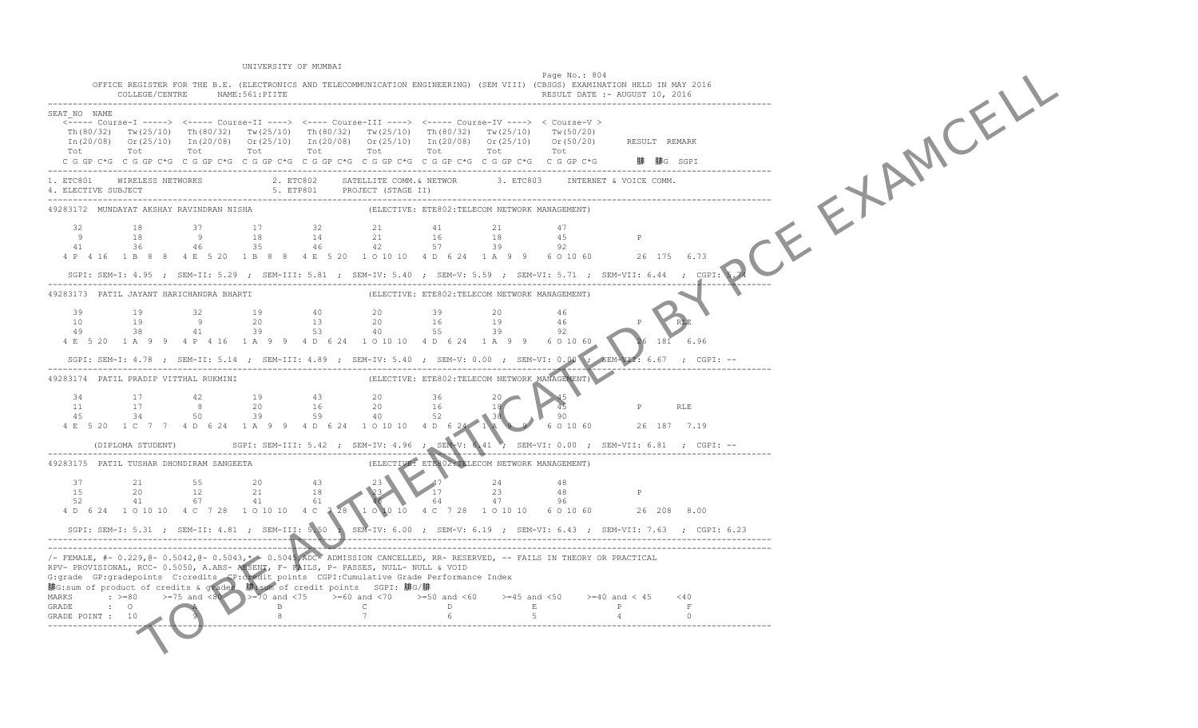UNIVERSITY OF MUMBAI

OFFICE REGISTER FOR THE B.E. (ELECTRONICS AND TELECOMMUNICATION ENGINEERING) (SEM VIII) (CBSGS) EXAMINATION HELD IN MAY 2016

COLLEGE/CENTRE NAME:561:PIITE

Page No.: 804

RESULT DATE :- AUGUST 10, 2016

```
SEAT_NO  NAME
  <----- Course-I -----> <----- Course-II ----> <---- Course-III ----> <----- Course-IV ----> < Course-V >
   Th(80/32)  Tw(25/10)  Th(80/32)  Tw(25/10)  Th(80/32)  Tw(25/10)  Th(80/32)  Tw(25/10)  Tw(50/20)
   In(20/08)  Or(25/10)  In(20/08)  Or(25/10)  In(20/08)  Or(25/10)  In(20/08)  Or(25/10)  Or(50/20)      RESULT  REMARK
   Tot        Tot        Tot        Tot        Tot        Tot        Tot        Tot        Tot
  C G GP C*G  C G GP C*G  C G GP C*G  C G GP C*G  C G GP C*G  C G GP C*G  C G GP C*G  C G GP C*G  C G GP C*G   腓  腓G  SGPI

1. ETC801    WIRELESS NETWORKS          2. ETC802    SATELLITE COMM.& NETWOR      3. ETC803    INTERNET & VOICE COMM.
4. ELECTIVE SUBJECT                     5. ETP801    PROJECT (STAGE II)

49283172  MUNDAYAT AKSHAY RAVINDRAN NISHA                (ELECTIVE: ETE802:TELECOM NETWORK MANAGEMENT)

    32         18         37         17         32         21         41         21         47
     9         18          9         18         14         21         16         18         45          P
    41         36         46         35         46         42         57         39         92
  4 P 4 16   1 B 8 8    4 E 5 20   1 B 8 8    4 E 5 20   1 O 10 10  4 D 6 24   1 A 9 9    6 O 10 60      26  175  6.73

   SGPI: SEM-I: 4.95 ; SEM-II: 5.29 ; SEM-III: 5.81 ; SEM-IV: 5.40 ; SEM-V: 5.59 ; SEM-VI: 5.71 ; SEM-VII: 6.44 ; CGPI: 5.74

49283173  PATIL JAYANT HARICHANDRA BHARTI                (ELECTIVE: ETE802:TELECOM NETWORK MANAGEMENT)

    39         19         32         19         40         20         39         20         46
    10         19          9         20         13         20         16         19         46          P      RLE
    49         38         41         39         53         40         55         39         92
  4 E 5 20   1 A 9 9    4 P 4 16   1 A 9 9    4 D 6 24   1 O 10 10  4 D 6 24   1 A 9 9    6 O 10 60      26  181  6.96

   SGPI: SEM-I: 4.78 ; SEM-II: 5.14 ; SEM-III: 4.89 ; SEM-IV: 5.40 ; SEM-V: 0.00 ; SEM-VI: 0.00 ; SEM-VII: 6.67 ; CGPI: --

49283174  PATIL PRADIP VITTHAL RUKMINI                   (ELECTIVE: ETE802:TELECOM NETWORK MANAGEMENT)

    34         17         42         19         43         20         36         20         45
    11         17          8         20         16         20         16         18         45          P      RLE
    45         34         50         39         59         40         52         38         90
  4 E 5 20   1 C 7 7    4 D 6 24   1 A 9 9    4 D 6 24   1 O 10 10  4 D 6 24   1 A 9 9    6 O 10 60      26  187  7.19

      (DIPLOMA STUDENT)         SGPI: SEM-III: 5.42 ; SEM-IV: 4.96 ; SEM-V: 6.41 ; SEM-VI: 0.00 ; SEM-VII: 6.81 ; CGPI: --

49283175  PATIL TUSHAR DHONDIRAM SANGEETA                (ELECTIVE: ETE802:TELECOM NETWORK MANAGEMENT)

    37         21         55         20         43         23         47         24         48
    15         20         12         21         18         23         17         23         48          P
    52         41         67         41         61         46         64         47         96
  4 D 6 24   1 O 10 10  4 C 7 28   1 O 10 10  4 C 7 28   1 O 10 10  4 C 7 28   1 O 10 10  6 O 10 60      26  208  8.00

   SGPI: SEM-I: 5.31 ; SEM-II: 4.81 ; SEM-III: 5.50 ; SEM-IV: 6.00 ; SEM-V: 6.19 ; SEM-VI: 6.43 ; SEM-VII: 7.63 ; CGPI: 6.23
```

/- FEMALE, #- 0.229,@- 0.5042,@- 0.5043,*- 0.5045,ADC- ADMISSION CANCELLED, RR- RESERVED, -- FAILS IN THEORY OR PRACTICAL
RPV- PROVISIONAL, RCC- 0.5050, A.ABS- ABSENT, F- FAILS, P- PASSES, NULL- NULL & VOID
G:grade GP:gradepoints C:credits CP:credit points CGPI:Cumulative Grade Performance Index
腓G:sum of product of credits & grades 腓:sum of credit points SGPI: 腓G/腓

| MARKS | : >=80 | >=75 and <80 | >=70 and <75 | >=60 and <70 | >=50 and <60 | >=45 and <50 | >=40 and < 45 | <40 |
|---|---|---|---|---|---|---|---|---|
| GRADE | : O | A | B | C | D | E | P | F |
| GRADE POINT : | 10 | 9 | 8 | 7 | 6 | 5 | 4 | 0 |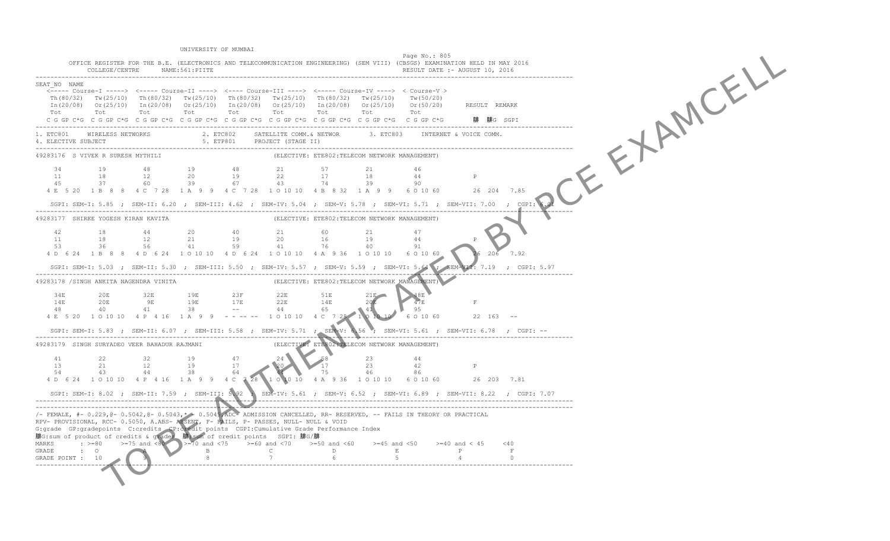UNIVERSITY OF MUMBAI

Page No.: 805

OFFICE REGISTER FOR THE B.E. (ELECTRONICS AND TELECOMMUNICATION ENGINEERING) (SEM VIII) (CBSGS) EXAMINATION HELD IN MAY 2016

COLLEGE/CENTRE NAME:561:PIITE

RESULT DATE :- AUGUST 10, 2016

```
SEAT_NO  NAME
  <----- Course-I -----> <----- Course-II ----> <---- Course-III ----> <----- Course-IV ----> < Course-V >
   Th(80/32)  Tw(25/10)  Th(80/32)  Tw(25/10)  Th(80/32)  Tw(25/10)  Th(80/32)  Tw(25/10)  Tw(50/20)
   In(20/08)  Or(25/10)  In(20/08)  Or(25/10)  In(20/08)  Or(25/10)  In(20/08)  Or(25/10)  Or(50/20)     RESULT  REMARK
   Tot        Tot        Tot        Tot        Tot        Tot        Tot        Tot        Tot
  C G GP C*G  C G GP C*G  C G GP C*G  C G GP C*G  C G GP C*G  C G GP C*G  C G GP C*G  C G GP C*G  C G GP C*G    腓  腓G  SGPI

1. ETC801    WIRELESS NETWORKS          2. ETC802    SATELLITE COMM.& NETWOR     3. ETC803    INTERNET & VOICE COMM.
4. ELECTIVE SUBJECT                     5. ETP801    PROJECT (STAGE II)

49283176  S VIVEK R SURESH MYTHILI                    (ELECTIVE: ETE802:TELECOM NETWORK MANAGEMENT)

    34         19         48         19         48         21         57         21         46
    11         18         12         20         19         22         17         18         44          P
    45         37         60         39         67         43         74         39         90
  4 E  5 20   1 B  8  8   4 C  7 28   1 A  9  9   4 C  7 28   1 O 10 10   4 B  8 32   1 A  9  9   6 O 10 60      26  204  7.85

  SGPI: SEM-I: 5.85 ; SEM-II: 6.20 ; SEM-III: 4.62 ; SEM-IV: 5.04 ; SEM-V: 5.78 ; SEM-VI: 5.71 ; SEM-VII: 7.00  ; CGPI: 6.01

49283177  SHIRKE YOGESH KIRAN KAVITA                  (ELECTIVE: ETE802:TELECOM NETWORK MANAGEMENT)

    42         18         44         20         40         21         60         21         47
    11         18         12         21         19         20         16         19         44          P
    53         36         56         41         59         41         76         40         91
  4 D  6 24   1 B  8  8   4 D  6 24   1 O 10 10   4 D  6 24   1 O 10 10   4 A  9 36   1 O 10 10   6 O 10 60      26  206  7.92

  SGPI: SEM-I: 5.03 ; SEM-II: 5.30 ; SEM-III: 5.50 ; SEM-IV: 5.57 ; SEM-V: 5.59 ; SEM-VI: 5.64 ; SEM-VII: 7.19  ; CGPI: 5.97

49283178 /SINGH ANKITA NAGENDRA VINITA                (ELECTIVE: ETE802:TELECOM NETWORK MANAGEMENT)

    34E        20E        32E        19E        23F        22E        51E        21E        48E
    14E        20E         9E        19E        17E        22E        14E        20E        47E         F
    48         40         41         38         --         44         65         41         95
  4 E  5 20   1 O 10 10   4 P  4 16   1 A  9  9   - - -- --   1 O 10 10   4 C  7 28   1 O 10 10   6 O 10 60      22  163  --

  SGPI: SEM-I: 5.83 ; SEM-II: 6.07 ; SEM-III: 5.58 ; SEM-IV: 5.71 ; SEM-V: 6.56 ; SEM-VI: 5.61 ; SEM-VII: 6.78  ; CGPI: --

49283179  SINGH SURYADEO VEER BAHADUR RAJMANI         (ELECTIVE: ETE802:TELECOM NETWORK MANAGEMENT)

    41         22         32         19         47         24         58         23         44
    13         21         12         19         17         20         17         23         42          P
    54         43         44         38         64         44         75         46         86
  4 D  6 24   1 O 10 10   4 P  4 16   1 A  9  9   4 C  7 28   1 O 10 10   4 A  9 36   1 O 10 10   6 O 10 60      26  203  7.81

  SGPI: SEM-I: 8.02 ; SEM-II: 7.59 ; SEM-III: 5.92 ; SEM-IV: 5.61 ; SEM-V: 6.52 ; SEM-VI: 6.89 ; SEM-VII: 8.22  ; CGPI: 7.07
```

/- FEMALE, #- 0.229,@- 0.5042,@- 0.5043,*- 0.5045,ADC- ADMISSION CANCELLED, RR- RESERVED, -- FAILS IN THEORY OR PRACTICAL
RPV- PROVISIONAL, RCC- 0.5050, A.ABS- ABSENT, F- FAILS, P- PASSES, NULL- NULL & VOID
G:grade GP:gradepoints C:credits CP:credit points CGPI:Cumulative Grade Performance Index
腓G:sum of product of credits & grades 腓:sum of credit points SGPI: 腓G/腓

| MARKS | : >=80 | >=75 and <80 | >=70 and <75 | >=60 and <70 | >=50 and <60 | >=45 and <50 | >=40 and < 45 | <40 |
|---|---|---|---|---|---|---|---|---|
| GRADE | : O | A | B | C | D | E | P | F |
| GRADE POINT : | 10 | 9 | 8 | 7 | 6 | 5 | 4 | 0 |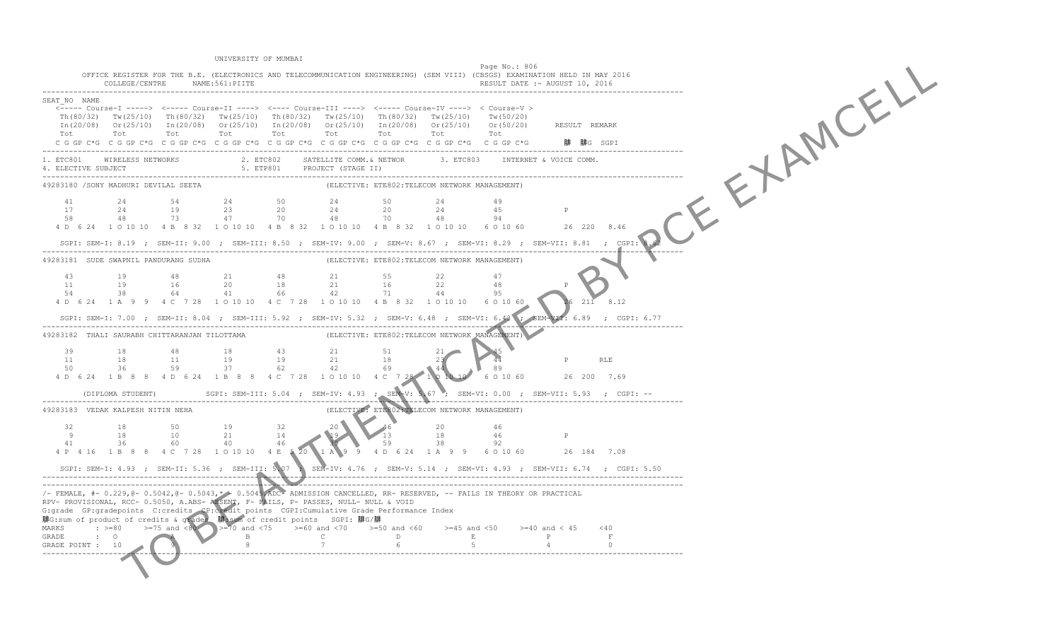UNIVERSITY OF MUMBAI

Page No.: 806

OFFICE REGISTER FOR THE B.E. (ELECTRONICS AND TELECOMMUNICATION ENGINEERING) (SEM VIII) (CBSGS) EXAMINATION HELD IN MAY 2016

COLLEGE/CENTRE NAME:561:PIITE

RESULT DATE :- AUGUST 10, 2016

```
SEAT_NO  NAME
  <----- Course-I -----> <----- Course-II ----> <---- Course-III ----> <----- Course-IV ----> < Course-V >
  Th(80/32)  Tw(25/10)  Th(80/32)  Tw(25/10)  Th(80/32)  Tw(25/10)  Th(80/32)  Tw(25/10)  Tw(50/20)
  In(20/08)  Or(25/10)  In(20/08)  Or(25/10)  In(20/08)  Or(25/10)  In(20/08)  Or(25/10)  Or(50/20)     RESULT  REMARK
  Tot        Tot        Tot        Tot        Tot        Tot        Tot        Tot        Tot
  C G GP C*G  C G GP C*G  C G GP C*G  C G GP C*G  C G GP C*G  C G GP C*G  C G GP C*G  C G GP C*G  C G GP C*G     䄪  䄪G  SGPI

1. ETC801    WIRELESS NETWORKS           2. ETC802    SATELLITE COMM.& NETWOR      3. ETC803    INTERNET & VOICE COMM.
4. ELECTIVE SUBJECT                      5. ETP801    PROJECT (STAGE II)

49283180 /SONY MADHURI DEVILAL SEETA                    (ELECTIVE: ETE802:TELECOM NETWORK MANAGEMENT)

    41         24         54         24         50         24         50         24         49
    17         24         19         23         20         24         20         24         45           P
    58         48         73         47         70         48         70         48         94
  4 D  6 24  1 O 10 10  4 B  8 32  1 O 10 10  4 B  8 32  1 O 10 10  4 B  8 32  1 O 10 10  6 O 10 60      26 220  8.46

  SGPI: SEM-I: 8.19 ; SEM-II: 9.00 ; SEM-III: 8.50 ; SEM-IV: 9.00 ; SEM-V: 8.67 ; SEM-VI: 8.29 ; SEM-VII: 8.81 ; CGPI: 8.62

49283181  SUDE SWAPNIL PANDURANG SUDHA                  (ELECTIVE: ETE802:TELECOM NETWORK MANAGEMENT)

    43         19         48         21         48         21         55         22         47
    11         19         16         20         18         21         16         22         48           P
    54         38         64         41         66         42         71         44         95
  4 D  6 24  1 A  9  9  4 C  7 28  1 O 10 10  4 C  7 28  1 O 10 10  4 B  8 32  1 O 10 10  6 O 10 60      26 211  8.12

  SGPI: SEM-I: 7.00 ; SEM-II: 8.04 ; SEM-III: 5.92 ; SEM-IV: 5.32 ; SEM-V: 6.48 ; SEM-VI: 6.43 ; SEM-VII: 6.89 ; CGPI: 6.77

49283182  THALI SAURABH CHITTARANJAN TILOTTAMA           (ELECTIVE: ETE802:TELECOM NETWORK MANAGEMENT)

    39         18         48         18         43         21         51         21         45
    11         18         11         19         19         21         18         23         44           P      RLE
    50         36         59         37         62         42         69         44         89
  4 D  6 24  1 B  8  8  4 D  6 24  1 B  8  8  4 C  7 28  1 O 10 10  4 C  7 28  1 O 10 10  6 O 10 60      26 200  7.69

     (DIPLOMA STUDENT)      SGPI: SEM-III: 5.04 ; SEM-IV: 4.93 ; SEM-V: 5.67 ; SEM-VI: 0.00 ; SEM-VII: 5.93 ; CGPI: --

49283183  VEDAK KALPESH NITIN NEHA                      (ELECTIVE: ETE802:TELECOM NETWORK MANAGEMENT)

    32         18         50         19         32         20         46         20         46
     9         18         10         21         14         19         13         18         46           P
    41         36         60         40         46         39         59         38         92
  4 P  4 16  1 B  8  8  4 C  7 28  1 O 10 10  4 E  5 20  1 A  9  9  4 D  6 24  1 A  9  9  6 O 10 60      26 184  7.08

  SGPI: SEM-I: 4.93 ; SEM-II: 5.36 ; SEM-III: 5.07 ; SEM-IV: 4.76 ; SEM-V: 5.14 ; SEM-VI: 4.93 ; SEM-VII: 6.74 ; CGPI: 5.50
```

/- FEMALE, #- 0.229,@- 0.5042,@- 0.5043,*- 0.5045,ADC- ADMISSION CANCELLED, RR- RESERVED, -- FAILS IN THEORY OR PRACTICAL

RPV- PROVISIONAL, RCC- 0.5050, A.ABS- ABSENT, F- FAILS, P- PASSES, NULL- NULL & VOID

G:grade GP:gradepoints C:credits CP:credit points CGPI:Cumulative Grade Performance Index

䄪G:sum of product of credits & grades 䄪:sum of credit points SGPI: 䄪G/䄪

| MARKS | >=80 | >=75 and <80 | >=70 and <75 | >=60 and <70 | >=50 and <60 | >=45 and <50 | >=40 and < 45 | <40 |
|---|---|---|---|---|---|---|---|---|
| GRADE | O | A | B | C | D | E | P | F |
| GRADE POINT | 10 | 9 | 8 | 7 | 6 | 5 | 4 | 0 |

TO BE AUTHENTICATED BY PCE EXAMCELL